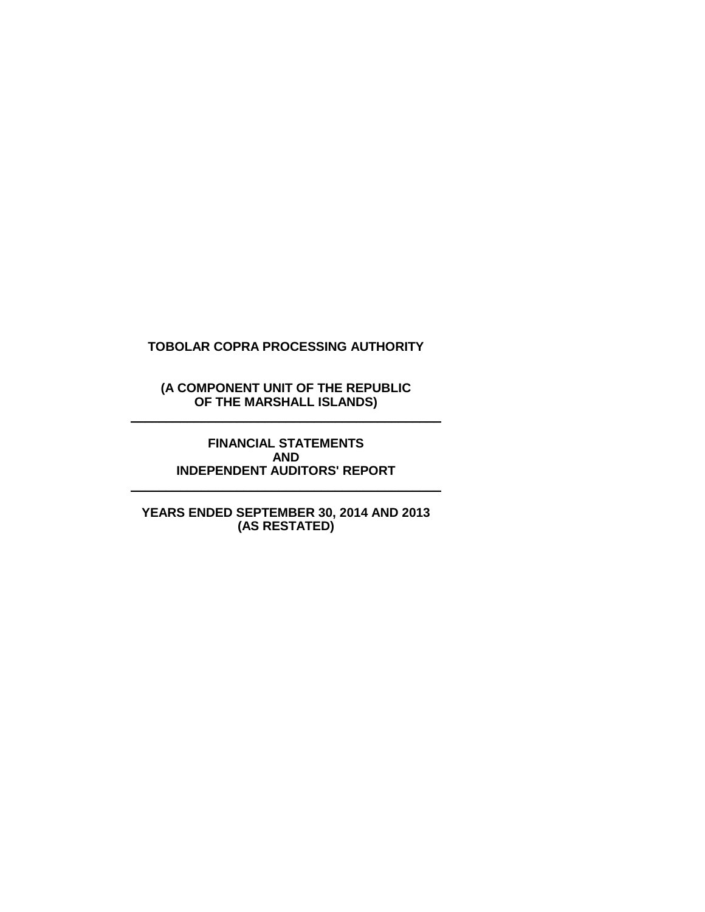# TOBOLAR COPRA PROCESSING AUTHORITY

**(A COMPONENT UNIT OF THE REPUBLIC OF THE MARSHALL ISLANDS)**

---

**FINANCIAL STATEMENTS AND INDEPENDENT AUDITORS' REPORT**

---

**YEARS ENDED SEPTEMBER 30, 2014 AND 2013 (AS RESTATED)**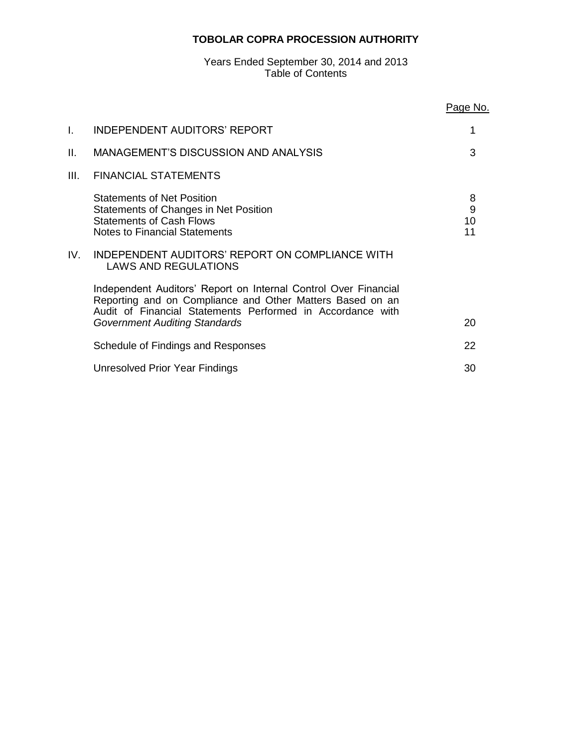# TOBOLAR COPRA PROCESSION AUTHORITY

Years Ended September 30, 2014 and 2013
Table of Contents

| | | Page No. |
|---|---|---|
| I. | INDEPENDENT AUDITORS' REPORT | 1 |
| II. | MANAGEMENT'S DISCUSSION AND ANALYSIS | 3 |
| III. | FINANCIAL STATEMENTS | |
| | Statements of Net Position | 8 |
| | Statements of Changes in Net Position | 9 |
| | Statements of Cash Flows | 10 |
| | Notes to Financial Statements | 11 |
| IV. | INDEPENDENT AUDITORS' REPORT ON COMPLIANCE WITH LAWS AND REGULATIONS | |
| | Independent Auditors' Report on Internal Control Over Financial Reporting and on Compliance and Other Matters Based on an Audit of Financial Statements Performed in Accordance with *Government Auditing Standards* | 20 |
| | Schedule of Findings and Responses | 22 |
| | Unresolved Prior Year Findings | 30 |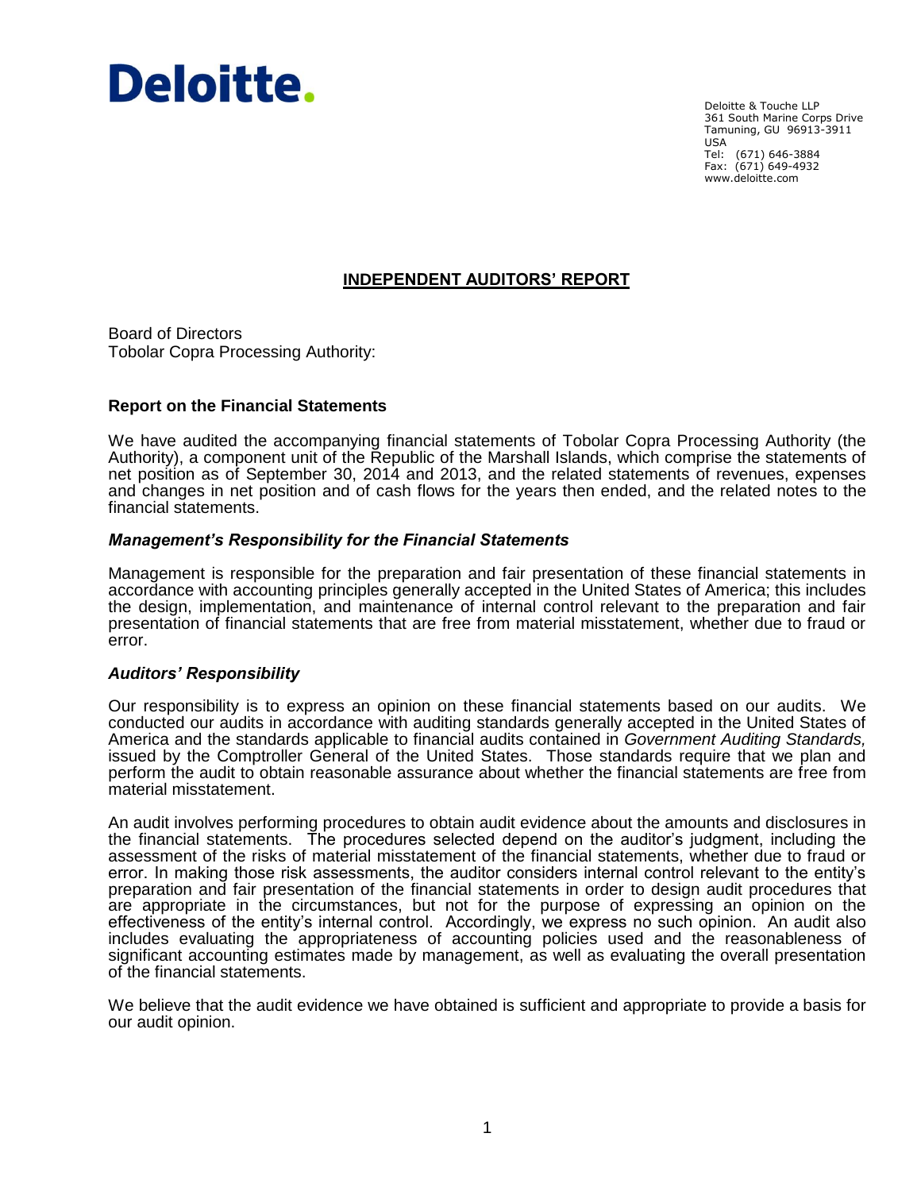Deloitte.

Deloitte & Touche LLP
361 South Marine Corps Drive
Tamuning, GU 96913-3911
USA
Tel: (671) 646-3884
Fax: (671) 649-4932
www.deloitte.com

# INDEPENDENT AUDITORS' REPORT

Board of Directors
Tobolar Copra Processing Authority:

## Report on the Financial Statements

We have audited the accompanying financial statements of Tobolar Copra Processing Authority (the Authority), a component unit of the Republic of the Marshall Islands, which comprise the statements of net position as of September 30, 2014 and 2013, and the related statements of revenues, expenses and changes in net position and of cash flows for the years then ended, and the related notes to the financial statements.

### *Management's Responsibility for the Financial Statements*

Management is responsible for the preparation and fair presentation of these financial statements in accordance with accounting principles generally accepted in the United States of America; this includes the design, implementation, and maintenance of internal control relevant to the preparation and fair presentation of financial statements that are free from material misstatement, whether due to fraud or error.

### *Auditors' Responsibility*

Our responsibility is to express an opinion on these financial statements based on our audits. We conducted our audits in accordance with auditing standards generally accepted in the United States of America and the standards applicable to financial audits contained in *Government Auditing Standards,* issued by the Comptroller General of the United States. Those standards require that we plan and perform the audit to obtain reasonable assurance about whether the financial statements are free from material misstatement.

An audit involves performing procedures to obtain audit evidence about the amounts and disclosures in the financial statements. The procedures selected depend on the auditor's judgment, including the assessment of the risks of material misstatement of the financial statements, whether due to fraud or error. In making those risk assessments, the auditor considers internal control relevant to the entity's preparation and fair presentation of the financial statements in order to design audit procedures that are appropriate in the circumstances, but not for the purpose of expressing an opinion on the effectiveness of the entity's internal control. Accordingly, we express no such opinion. An audit also includes evaluating the appropriateness of accounting policies used and the reasonableness of significant accounting estimates made by management, as well as evaluating the overall presentation of the financial statements.

We believe that the audit evidence we have obtained is sufficient and appropriate to provide a basis for our audit opinion.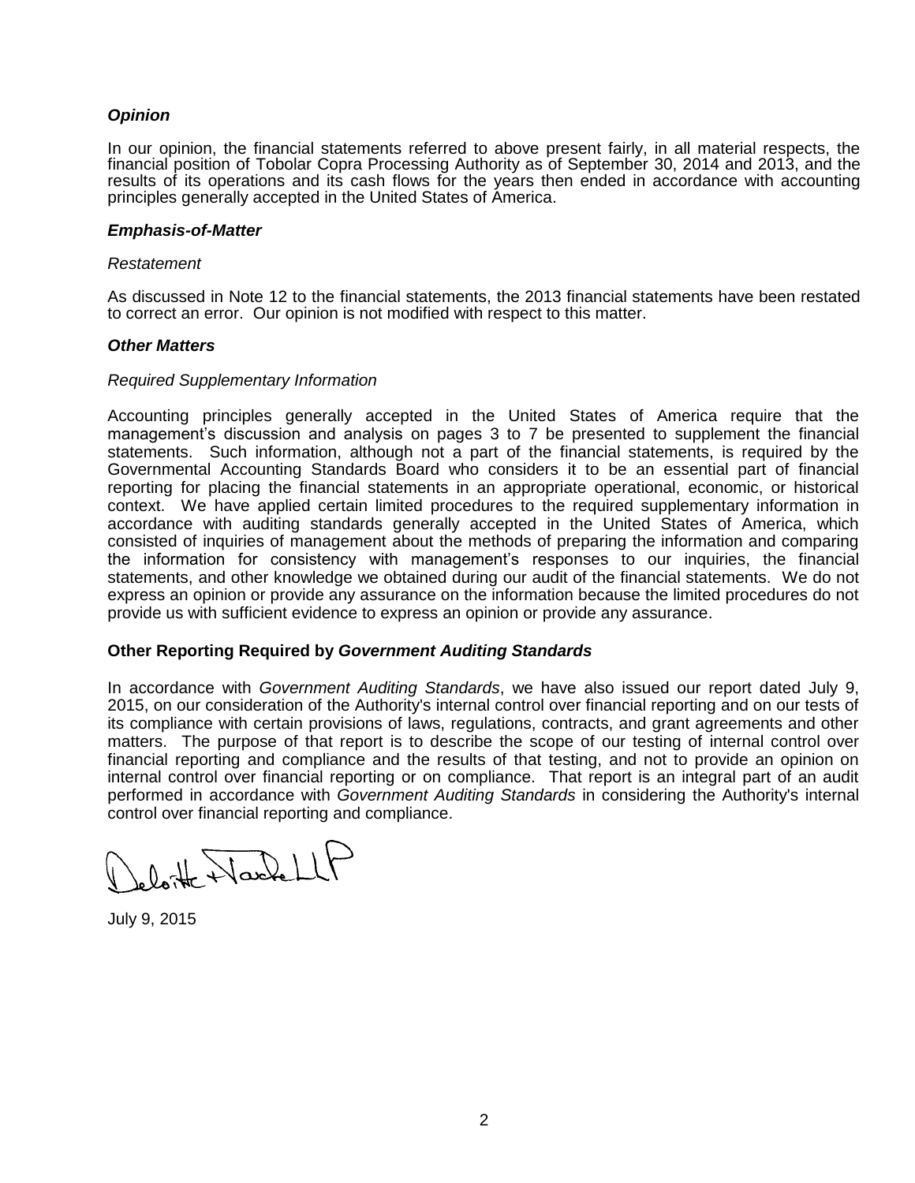### *Opinion*

In our opinion, the financial statements referred to above present fairly, in all material respects, the financial position of Tobolar Copra Processing Authority as of September 30, 2014 and 2013, and the results of its operations and its cash flows for the years then ended in accordance with accounting principles generally accepted in the United States of America.

### *Emphasis-of-Matter*

*Restatement*

As discussed in Note 12 to the financial statements, the 2013 financial statements have been restated to correct an error. Our opinion is not modified with respect to this matter.

### *Other Matters*

*Required Supplementary Information*

Accounting principles generally accepted in the United States of America require that the management's discussion and analysis on pages 3 to 7 be presented to supplement the financial statements. Such information, although not a part of the financial statements, is required by the Governmental Accounting Standards Board who considers it to be an essential part of financial reporting for placing the financial statements in an appropriate operational, economic, or historical context. We have applied certain limited procedures to the required supplementary information in accordance with auditing standards generally accepted in the United States of America, which consisted of inquiries of management about the methods of preparing the information and comparing the information for consistency with management's responses to our inquiries, the financial statements, and other knowledge we obtained during our audit of the financial statements. We do not express an opinion or provide any assurance on the information because the limited procedures do not provide us with sufficient evidence to express an opinion or provide any assurance.

### Other Reporting Required by *Government Auditing Standards*

In accordance with *Government Auditing Standards*, we have also issued our report dated July 9, 2015, on our consideration of the Authority's internal control over financial reporting and on our tests of its compliance with certain provisions of laws, regulations, contracts, and grant agreements and other matters. The purpose of that report is to describe the scope of our testing of internal control over financial reporting and compliance and the results of that testing, and not to provide an opinion on internal control over financial reporting or on compliance. That report is an integral part of an audit performed in accordance with *Government Auditing Standards* in considering the Authority's internal control over financial reporting and compliance.

Deloitte & Touche LLP

July 9, 2015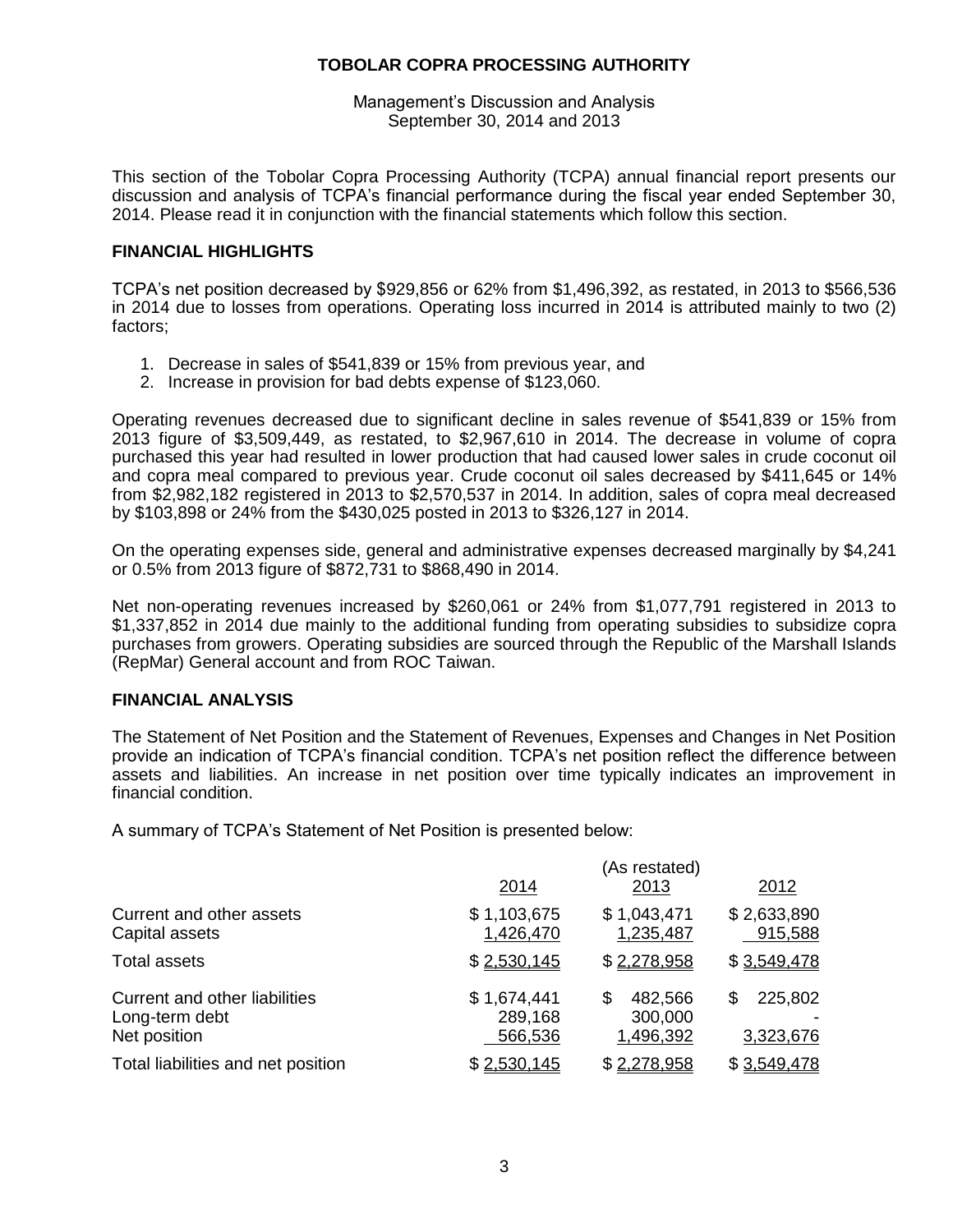# TOBOLAR COPRA PROCESSING AUTHORITY

Management's Discussion and Analysis
September 30, 2014 and 2013

This section of the Tobolar Copra Processing Authority (TCPA) annual financial report presents our discussion and analysis of TCPA's financial performance during the fiscal year ended September 30, 2014. Please read it in conjunction with the financial statements which follow this section.

## FINANCIAL HIGHLIGHTS

TCPA's net position decreased by $929,856 or 62% from $1,496,392, as restated, in 2013 to $566,536 in 2014 due to losses from operations. Operating loss incurred in 2014 is attributed mainly to two (2) factors;

1. Decrease in sales of $541,839 or 15% from previous year, and
2. Increase in provision for bad debts expense of $123,060.

Operating revenues decreased due to significant decline in sales revenue of $541,839 or 15% from 2013 figure of $3,509,449, as restated, to $2,967,610 in 2014. The decrease in volume of copra purchased this year had resulted in lower production that had caused lower sales in crude coconut oil and copra meal compared to previous year. Crude coconut oil sales decreased by $411,645 or 14% from $2,982,182 registered in 2013 to $2,570,537 in 2014. In addition, sales of copra meal decreased by $103,898 or 24% from the $430,025 posted in 2013 to $326,127 in 2014.

On the operating expenses side, general and administrative expenses decreased marginally by $4,241 or 0.5% from 2013 figure of $872,731 to $868,490 in 2014.

Net non-operating revenues increased by $260,061 or 24% from $1,077,791 registered in 2013 to $1,337,852 in 2014 due mainly to the additional funding from operating subsidies to subsidize copra purchases from growers. Operating subsidies are sourced through the Republic of the Marshall Islands (RepMar) General account and from ROC Taiwan.

## FINANCIAL ANALYSIS

The Statement of Net Position and the Statement of Revenues, Expenses and Changes in Net Position provide an indication of TCPA's financial condition. TCPA's net position reflect the difference between assets and liabilities. An increase in net position over time typically indicates an improvement in financial condition.

A summary of TCPA's Statement of Net Position is presented below:

| | 2014 | (As restated) 2013 | 2012 |
|---|---|---|---|
| Current and other assets | $ 1,103,675 | $ 1,043,471 | $ 2,633,890 |
| Capital assets | 1,426,470 | 1,235,487 | 915,588 |
| Total assets | $ 2,530,145 | $ 2,278,958 | $ 3,549,478 |
| Current and other liabilities | $ 1,674,441 | $ 482,566 | $ 225,802 |
| Long-term debt | 289,168 | 300,000 | - |
| Net position | 566,536 | 1,496,392 | 3,323,676 |
| Total liabilities and net position | $ 2,530,145 | $ 2,278,958 | $ 3,549,478 |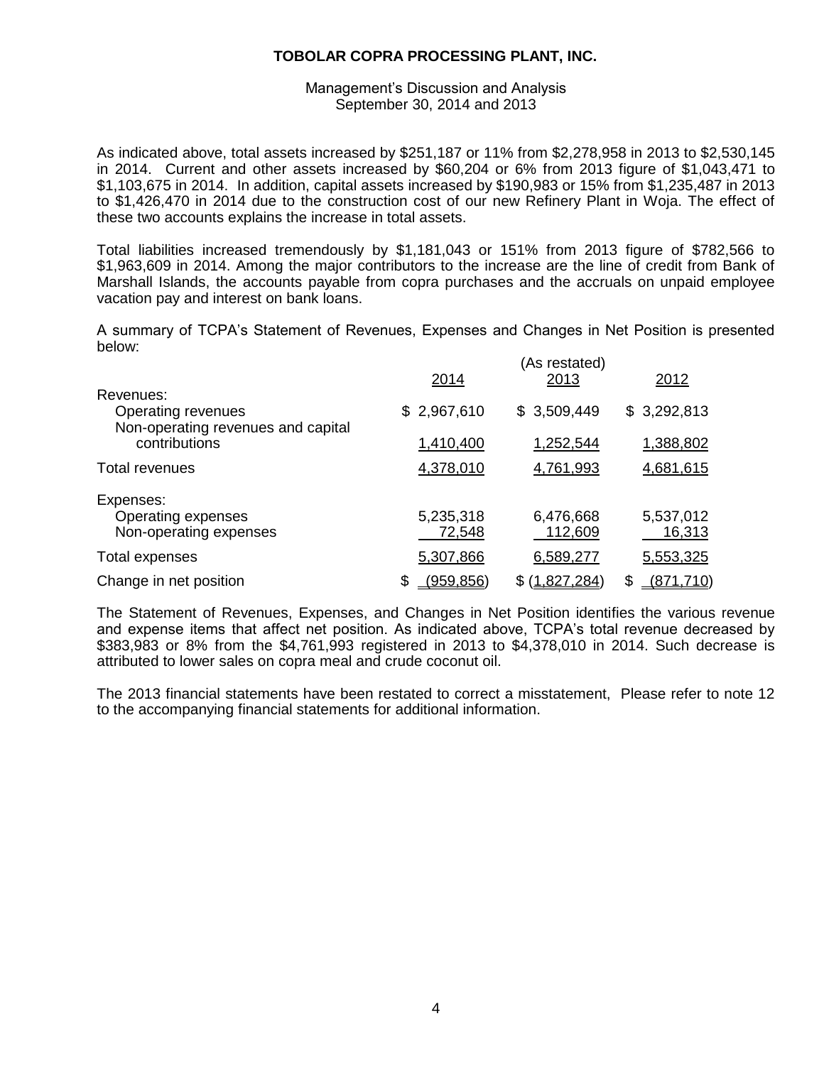**TOBOLAR COPRA PROCESSING PLANT, INC.**

Management's Discussion and Analysis
September 30, 2014 and 2013

As indicated above, total assets increased by $251,187 or 11% from $2,278,958 in 2013 to $2,530,145 in 2014. Current and other assets increased by $60,204 or 6% from 2013 figure of $1,043,471 to $1,103,675 in 2014. In addition, capital assets increased by $190,983 or 15% from $1,235,487 in 2013 to $1,426,470 in 2014 due to the construction cost of our new Refinery Plant in Woja. The effect of these two accounts explains the increase in total assets.

Total liabilities increased tremendously by $1,181,043 or 151% from 2013 figure of $782,566 to $1,963,609 in 2014. Among the major contributors to the increase are the line of credit from Bank of Marshall Islands, the accounts payable from copra purchases and the accruals on unpaid employee vacation pay and interest on bank loans.

A summary of TCPA's Statement of Revenues, Expenses and Changes in Net Position is presented below:

| | 2014 | (As restated) 2013 | 2012 |
|---|---|---|---|
| Revenues: | | | |
| Operating revenues | $ 2,967,610 | $ 3,509,449 | $ 3,292,813 |
| Non-operating revenues and capital contributions | 1,410,400 | 1,252,544 | 1,388,802 |
| Total revenues | 4,378,010 | 4,761,993 | 4,681,615 |
| Expenses: | | | |
| Operating expenses | 5,235,318 | 6,476,668 | 5,537,012 |
| Non-operating expenses | 72,548 | 112,609 | 16,313 |
| Total expenses | 5,307,866 | 6,589,277 | 5,553,325 |
| Change in net position | $ (959,856) | $ (1,827,284) | $ (871,710) |

The Statement of Revenues, Expenses, and Changes in Net Position identifies the various revenue and expense items that affect net position. As indicated above, TCPA's total revenue decreased by $383,983 or 8% from the $4,761,993 registered in 2013 to $4,378,010 in 2014. Such decrease is attributed to lower sales on copra meal and crude coconut oil.

The 2013 financial statements have been restated to correct a misstatement, Please refer to note 12 to the accompanying financial statements for additional information.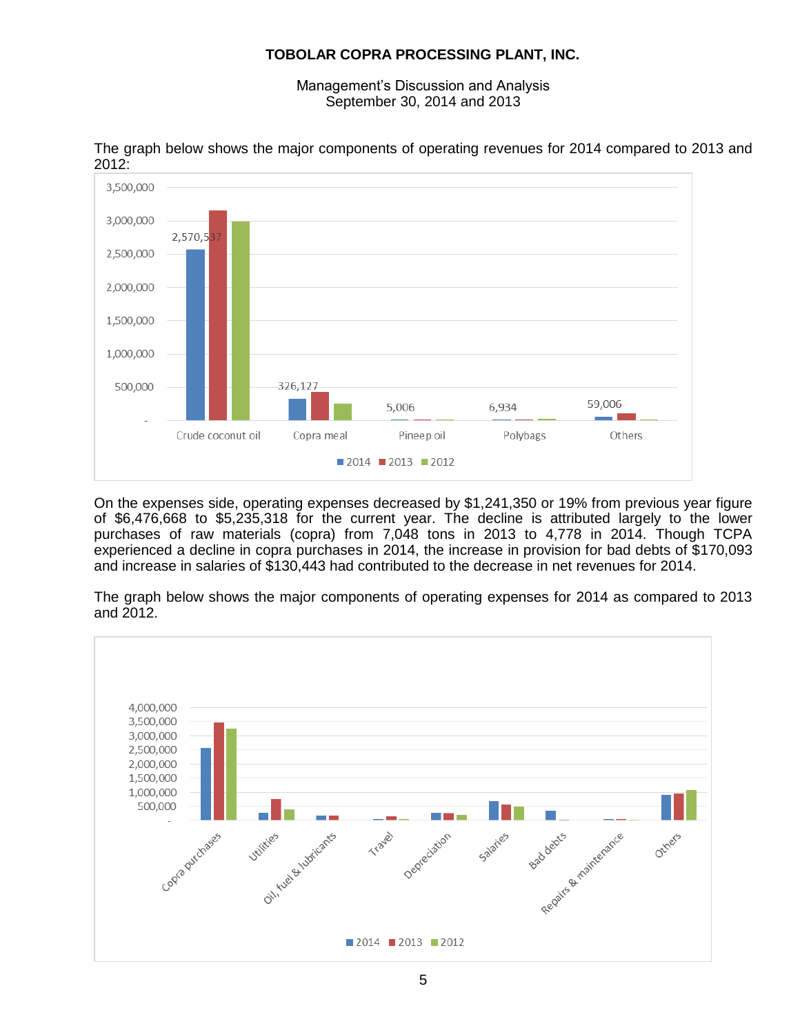The graph below shows the major components of operating revenues for 2014 compared to 2013 and 2012:

3,500,000
3,000,000
2,500,000
2,000,000
1,500,000
1,000,000
500,000
-

2,570,537
326,127
5,006
6,934
59,006

Crude coconut oil
Copra meal
Pineep oil
Polybags
Others

2014 2013 2012

On the expenses side, operating expenses decreased by $1,241,350 or 19% from previous year figure of $6,476,668 to $5,235,318 for the current year. The decline is attributed largely to the lower purchases of raw materials (copra) from 7,048 tons in 2013 to 4,778 in 2014. Though TCPA experienced a decline in copra purchases in 2014, the increase in provision for bad debts of $170,093 and increase in salaries of $130,443 had contributed to the decrease in net revenues for 2014.

The graph below shows the major components of operating expenses for 2014 as compared to 2013 and 2012.

4,000,000
3,500,000
3,000,000
2,500,000
2,000,000
1,500,000
1,000,000
500,000
-

Copra purchases
Utilities
Oil, fuel & lubricants
Travel
Depreciation
Salaries
Bad debts
Repairs & maintenance
Others

2014 2013 2012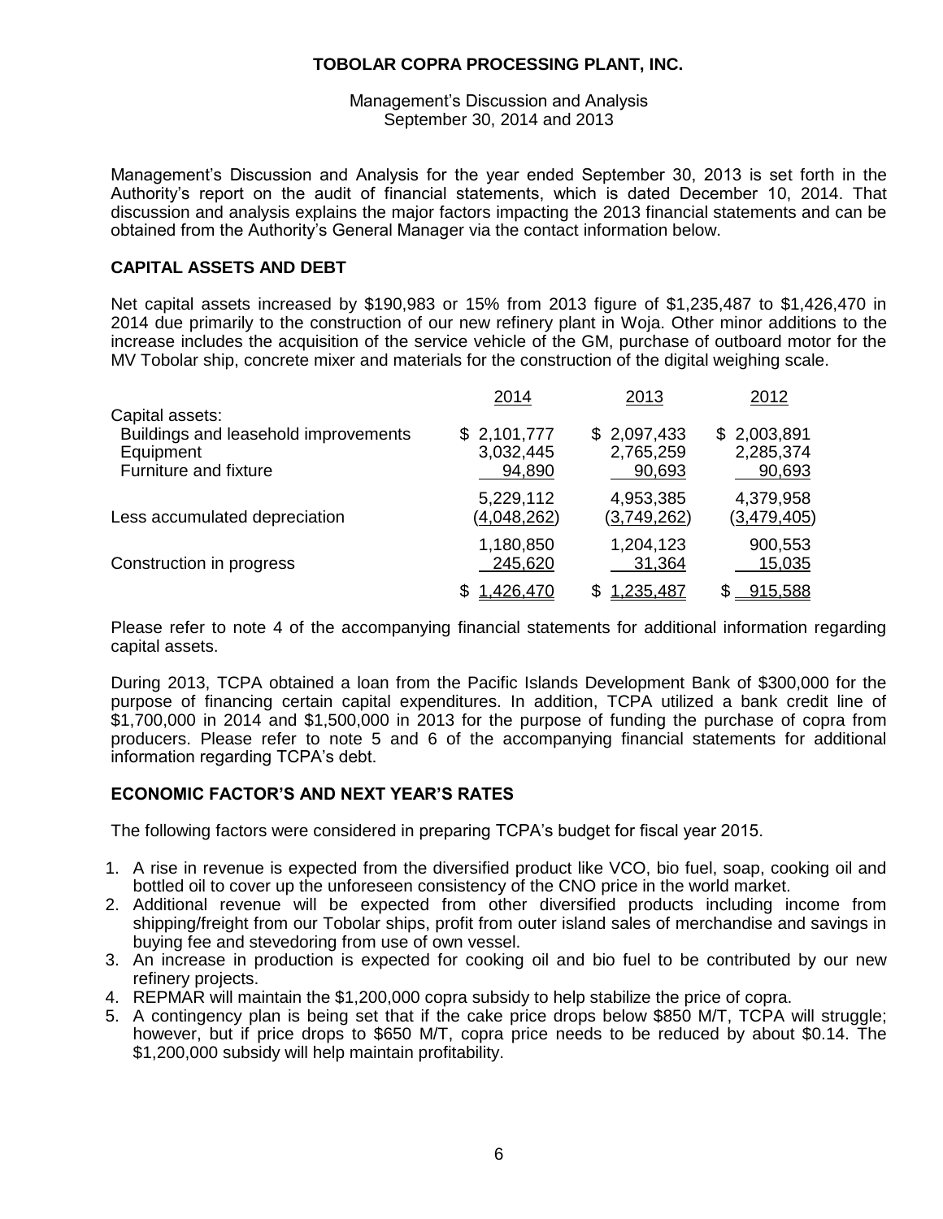# TOBOLAR COPRA PROCESSING PLANT, INC.

Management's Discussion and Analysis
September 30, 2014 and 2013

Management's Discussion and Analysis for the year ended September 30, 2013 is set forth in the Authority's report on the audit of financial statements, which is dated December 10, 2014. That discussion and analysis explains the major factors impacting the 2013 financial statements and can be obtained from the Authority's General Manager via the contact information below.

## CAPITAL ASSETS AND DEBT

Net capital assets increased by $190,983 or 15% from 2013 figure of $1,235,487 to $1,426,470 in 2014 due primarily to the construction of our new refinery plant in Woja. Other minor additions to the increase includes the acquisition of the service vehicle of the GM, purchase of outboard motor for the MV Tobolar ship, concrete mixer and materials for the construction of the digital weighing scale.

| | 2014 | 2013 | 2012 |
|---|---|---|---|
| Capital assets: | | | |
| Buildings and leasehold improvements | $ 2,101,777 | $ 2,097,433 | $ 2,003,891 |
| Equipment | 3,032,445 | 2,765,259 | 2,285,374 |
| Furniture and fixture | 94,890 | 90,693 | 90,693 |
| | 5,229,112 | 4,953,385 | 4,379,958 |
| Less accumulated depreciation | (4,048,262) | (3,749,262) | (3,479,405) |
| | 1,180,850 | 1,204,123 | 900,553 |
| Construction in progress | 245,620 | 31,364 | 15,035 |
| | $ 1,426,470 | $ 1,235,487 | $ 915,588 |

Please refer to note 4 of the accompanying financial statements for additional information regarding capital assets.

During 2013, TCPA obtained a loan from the Pacific Islands Development Bank of $300,000 for the purpose of financing certain capital expenditures. In addition, TCPA utilized a bank credit line of $1,700,000 in 2014 and $1,500,000 in 2013 for the purpose of funding the purchase of copra from producers. Please refer to note 5 and 6 of the accompanying financial statements for additional information regarding TCPA's debt.

## ECONOMIC FACTOR'S AND NEXT YEAR'S RATES

The following factors were considered in preparing TCPA's budget for fiscal year 2015.

1. A rise in revenue is expected from the diversified product like VCO, bio fuel, soap, cooking oil and bottled oil to cover up the unforeseen consistency of the CNO price in the world market.
2. Additional revenue will be expected from other diversified products including income from shipping/freight from our Tobolar ships, profit from outer island sales of merchandise and savings in buying fee and stevedoring from use of own vessel.
3. An increase in production is expected for cooking oil and bio fuel to be contributed by our new refinery projects.
4. REPMAR will maintain the $1,200,000 copra subsidy to help stabilize the price of copra.
5. A contingency plan is being set that if the cake price drops below $850 M/T, TCPA will struggle; however, but if price drops to $650 M/T, copra price needs to be reduced by about $0.14. The $1,200,000 subsidy will help maintain profitability.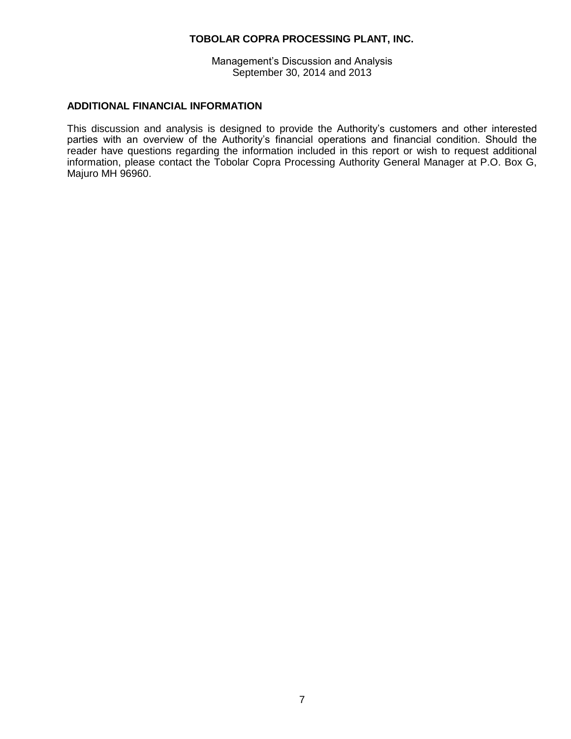## ADDITIONAL FINANCIAL INFORMATION

This discussion and analysis is designed to provide the Authority's customers and other interested parties with an overview of the Authority's financial operations and financial condition. Should the reader have questions regarding the information included in this report or wish to request additional information, please contact the Tobolar Copra Processing Authority General Manager at P.O. Box G, Majuro MH 96960.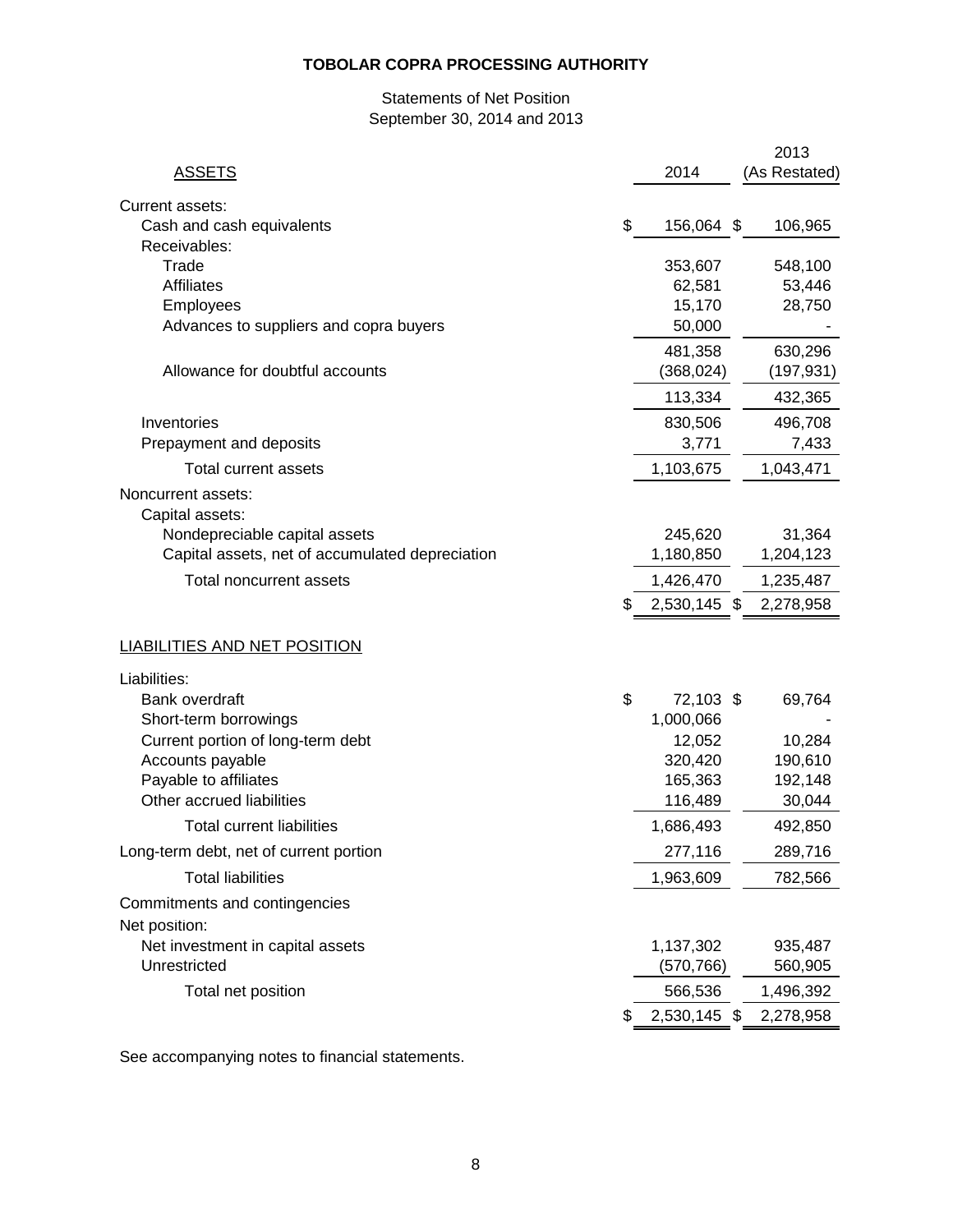**TOBOLAR COPRA PROCESSING AUTHORITY**

Statements of Net Position
September 30, 2014 and 2013

| ASSETS | 2014 | 2013 (As Restated) |
|---|---|---|
| Current assets: | | |
| Cash and cash equivalents | $ 156,064 | $ 106,965 |
| Receivables: | | |
| Trade | 353,607 | 548,100 |
| Affiliates | 62,581 | 53,446 |
| Employees | 15,170 | 28,750 |
| Advances to suppliers and copra buyers | 50,000 | - |
| | 481,358 | 630,296 |
| Allowance for doubtful accounts | (368,024) | (197,931) |
| | 113,334 | 432,365 |
| Inventories | 830,506 | 496,708 |
| Prepayment and deposits | 3,771 | 7,433 |
| Total current assets | 1,103,675 | 1,043,471 |
| Noncurrent assets: | | |
| Capital assets: | | |
| Nondepreciable capital assets | 245,620 | 31,364 |
| Capital assets, net of accumulated depreciation | 1,180,850 | 1,204,123 |
| Total noncurrent assets | 1,426,470 | 1,235,487 |
| | $ 2,530,145 | $ 2,278,958 |
| **LIABILITIES AND NET POSITION** | | |
| Liabilities: | | |
| Bank overdraft | $ 72,103 | $ 69,764 |
| Short-term borrowings | 1,000,066 | - |
| Current portion of long-term debt | 12,052 | 10,284 |
| Accounts payable | 320,420 | 190,610 |
| Payable to affiliates | 165,363 | 192,148 |
| Other accrued liabilities | 116,489 | 30,044 |
| Total current liabilities | 1,686,493 | 492,850 |
| Long-term debt, net of current portion | 277,116 | 289,716 |
| Total liabilities | 1,963,609 | 782,566 |
| Commitments and contingencies | | |
| Net position: | | |
| Net investment in capital assets | 1,137,302 | 935,487 |
| Unrestricted | (570,766) | 560,905 |
| Total net position | 566,536 | 1,496,392 |
| | $ 2,530,145 | $ 2,278,958 |

See accompanying notes to financial statements.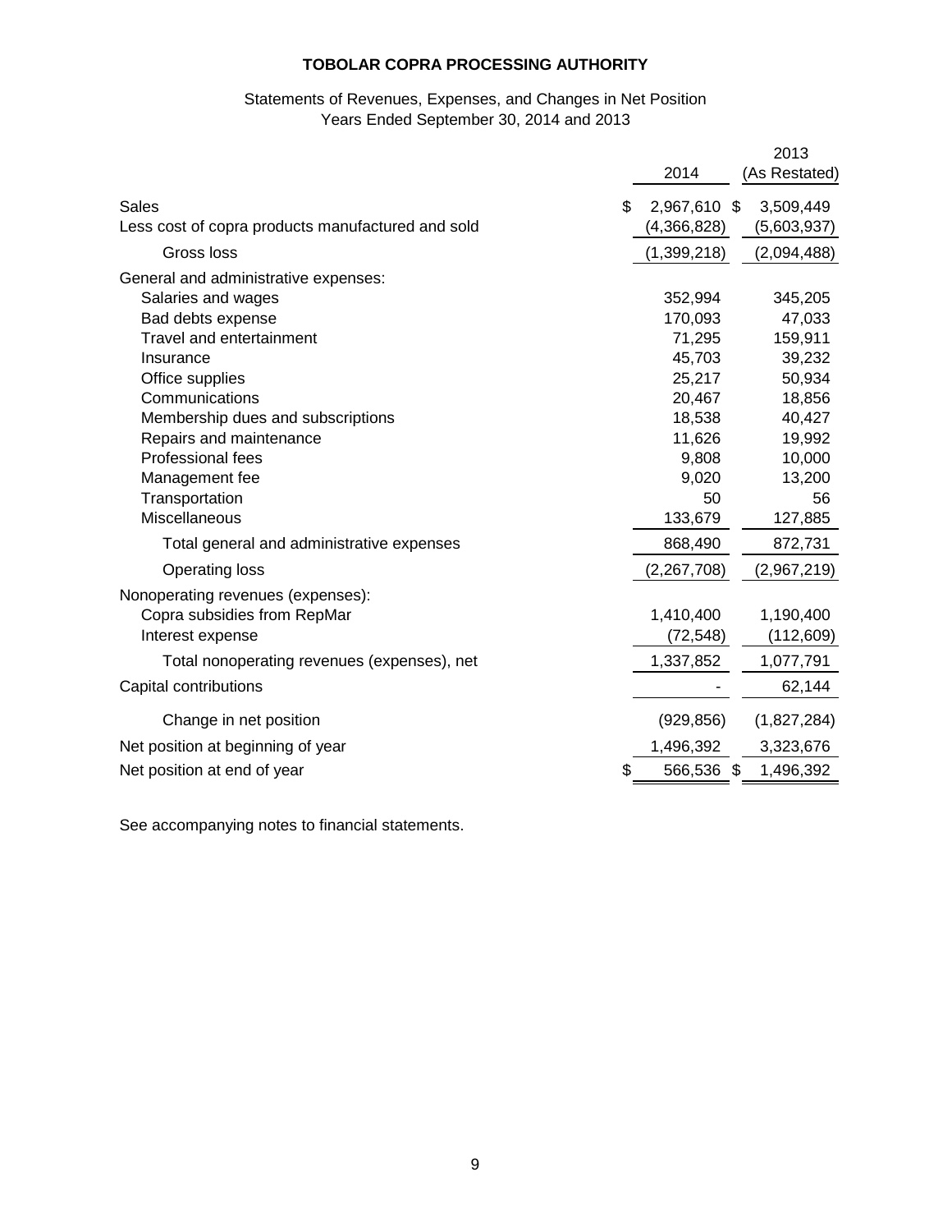**TOBOLAR COPRA PROCESSING AUTHORITY**

Statements of Revenues, Expenses, and Changes in Net Position
Years Ended September 30, 2014 and 2013

| | 2014 | 2013 (As Restated) |
|---|---|---|
| Sales | $ 2,967,610 | $ 3,509,449 |
| Less cost of copra products manufactured and sold | (4,366,828) | (5,603,937) |
| Gross loss | (1,399,218) | (2,094,488) |
| General and administrative expenses: | | |
| Salaries and wages | 352,994 | 345,205 |
| Bad debts expense | 170,093 | 47,033 |
| Travel and entertainment | 71,295 | 159,911 |
| Insurance | 45,703 | 39,232 |
| Office supplies | 25,217 | 50,934 |
| Communications | 20,467 | 18,856 |
| Membership dues and subscriptions | 18,538 | 40,427 |
| Repairs and maintenance | 11,626 | 19,992 |
| Professional fees | 9,808 | 10,000 |
| Management fee | 9,020 | 13,200 |
| Transportation | 50 | 56 |
| Miscellaneous | 133,679 | 127,885 |
| Total general and administrative expenses | 868,490 | 872,731 |
| Operating loss | (2,267,708) | (2,967,219) |
| Nonoperating revenues (expenses): | | |
| Copra subsidies from RepMar | 1,410,400 | 1,190,400 |
| Interest expense | (72,548) | (112,609) |
| Total nonoperating revenues (expenses), net | 1,337,852 | 1,077,791 |
| Capital contributions | - | 62,144 |
| Change in net position | (929,856) | (1,827,284) |
| Net position at beginning of year | 1,496,392 | 3,323,676 |
| Net position at end of year | $ 566,536 | $ 1,496,392 |

See accompanying notes to financial statements.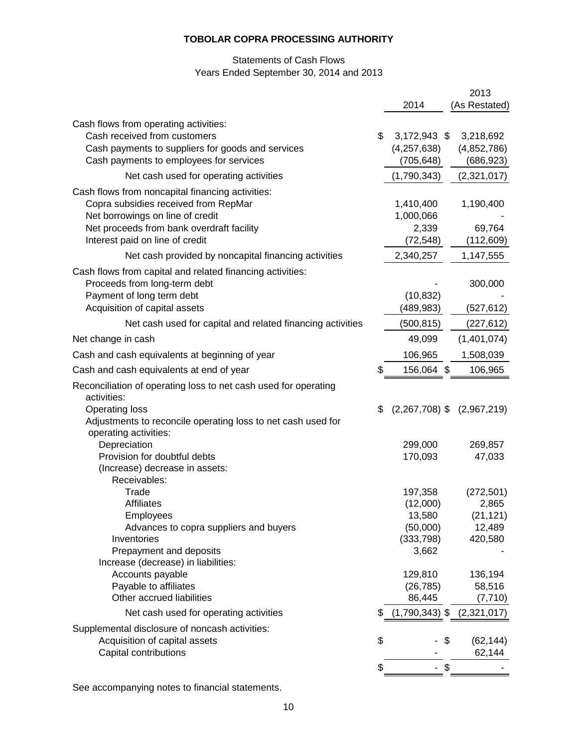**TOBOLAR COPRA PROCESSING AUTHORITY**

Statements of Cash Flows
Years Ended September 30, 2014 and 2013

| | 2014 | 2013 (As Restated) |
|---|---|---|
| Cash flows from operating activities: | | |
| Cash received from customers | $ 3,172,943 | $ 3,218,692 |
| Cash payments to suppliers for goods and services | (4,257,638) | (4,852,786) |
| Cash payments to employees for services | (705,648) | (686,923) |
| Net cash used for operating activities | (1,790,343) | (2,321,017) |
| Cash flows from noncapital financing activities: | | |
| Copra subsidies received from RepMar | 1,410,400 | 1,190,400 |
| Net borrowings on line of credit | 1,000,066 | - |
| Net proceeds from bank overdraft facility | 2,339 | 69,764 |
| Interest paid on line of credit | (72,548) | (112,609) |
| Net cash provided by noncapital financing activities | 2,340,257 | 1,147,555 |
| Cash flows from capital and related financing activities: | | |
| Proceeds from long-term debt | - | 300,000 |
| Payment of long term debt | (10,832) | - |
| Acquisition of capital assets | (489,983) | (527,612) |
| Net cash used for capital and related financing activities | (500,815) | (227,612) |
| Net change in cash | 49,099 | (1,401,074) |
| Cash and cash equivalents at beginning of year | 106,965 | 1,508,039 |
| Cash and cash equivalents at end of year | $ 156,064 | $ 106,965 |
| Reconciliation of operating loss to net cash used for operating activities: | | |
| Operating loss | $ (2,267,708) | $ (2,967,219) |
| Adjustments to reconcile operating loss to net cash used for operating activities: | | |
| Depreciation | 299,000 | 269,857 |
| Provision for doubtful debts | 170,093 | 47,033 |
| (Increase) decrease in assets: | | |
| Receivables: | | |
| Trade | 197,358 | (272,501) |
| Affiliates | (12,000) | 2,865 |
| Employees | 13,580 | (21,121) |
| Advances to copra suppliers and buyers | (50,000) | 12,489 |
| Inventories | (333,798) | 420,580 |
| Prepayment and deposits | 3,662 | - |
| Increase (decrease) in liabilities: | | |
| Accounts payable | 129,810 | 136,194 |
| Payable to affiliates | (26,785) | 58,516 |
| Other accrued liabilities | 86,445 | (7,710) |
| Net cash used for operating activities | $ (1,790,343) | $ (2,321,017) |
| Supplemental disclosure of noncash activities: | | |
| Acquisition of capital assets | $ - | $ (62,144) |
| Capital contributions | - | 62,144 |
| | $ - | $ - |

See accompanying notes to financial statements.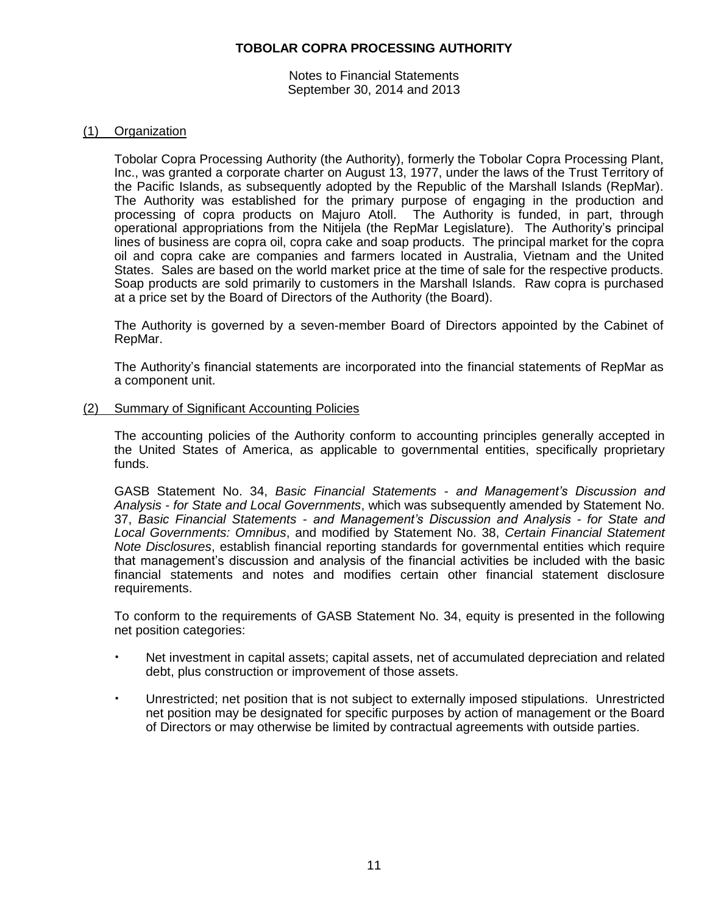# TOBOLAR COPRA PROCESSING AUTHORITY

Notes to Financial Statements
September 30, 2014 and 2013

## (1) Organization

Tobolar Copra Processing Authority (the Authority), formerly the Tobolar Copra Processing Plant, Inc., was granted a corporate charter on August 13, 1977, under the laws of the Trust Territory of the Pacific Islands, as subsequently adopted by the Republic of the Marshall Islands (RepMar). The Authority was established for the primary purpose of engaging in the production and processing of copra products on Majuro Atoll. The Authority is funded, in part, through operational appropriations from the Nitijela (the RepMar Legislature). The Authority's principal lines of business are copra oil, copra cake and soap products. The principal market for the copra oil and copra cake are companies and farmers located in Australia, Vietnam and the United States. Sales are based on the world market price at the time of sale for the respective products. Soap products are sold primarily to customers in the Marshall Islands. Raw copra is purchased at a price set by the Board of Directors of the Authority (the Board).

The Authority is governed by a seven-member Board of Directors appointed by the Cabinet of RepMar.

The Authority's financial statements are incorporated into the financial statements of RepMar as a component unit.

## (2) Summary of Significant Accounting Policies

The accounting policies of the Authority conform to accounting principles generally accepted in the United States of America, as applicable to governmental entities, specifically proprietary funds.

GASB Statement No. 34, *Basic Financial Statements - and Management's Discussion and Analysis - for State and Local Governments*, which was subsequently amended by Statement No. 37, *Basic Financial Statements - and Management's Discussion and Analysis - for State and Local Governments: Omnibus*, and modified by Statement No. 38, *Certain Financial Statement Note Disclosures*, establish financial reporting standards for governmental entities which require that management's discussion and analysis of the financial activities be included with the basic financial statements and notes and modifies certain other financial statement disclosure requirements.

To conform to the requirements of GASB Statement No. 34, equity is presented in the following net position categories:

- Net investment in capital assets; capital assets, net of accumulated depreciation and related debt, plus construction or improvement of those assets.
- Unrestricted; net position that is not subject to externally imposed stipulations. Unrestricted net position may be designated for specific purposes by action of management or the Board of Directors or may otherwise be limited by contractual agreements with outside parties.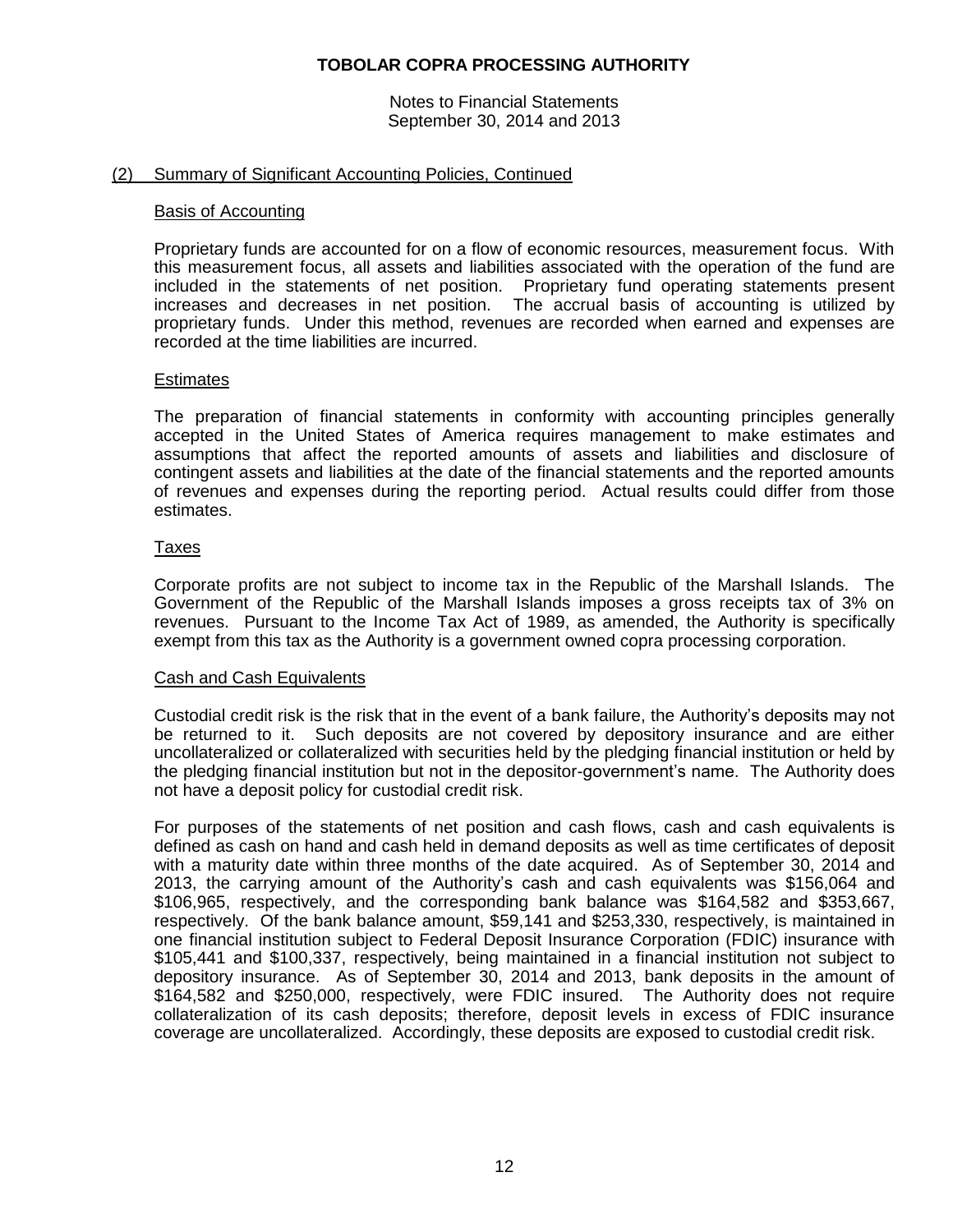## (2) Summary of Significant Accounting Policies, Continued

### Basis of Accounting

Proprietary funds are accounted for on a flow of economic resources, measurement focus. With this measurement focus, all assets and liabilities associated with the operation of the fund are included in the statements of net position. Proprietary fund operating statements present increases and decreases in net position. The accrual basis of accounting is utilized by proprietary funds. Under this method, revenues are recorded when earned and expenses are recorded at the time liabilities are incurred.

### Estimates

The preparation of financial statements in conformity with accounting principles generally accepted in the United States of America requires management to make estimates and assumptions that affect the reported amounts of assets and liabilities and disclosure of contingent assets and liabilities at the date of the financial statements and the reported amounts of revenues and expenses during the reporting period. Actual results could differ from those estimates.

### Taxes

Corporate profits are not subject to income tax in the Republic of the Marshall Islands. The Government of the Republic of the Marshall Islands imposes a gross receipts tax of 3% on revenues. Pursuant to the Income Tax Act of 1989, as amended, the Authority is specifically exempt from this tax as the Authority is a government owned copra processing corporation.

### Cash and Cash Equivalents

Custodial credit risk is the risk that in the event of a bank failure, the Authority's deposits may not be returned to it. Such deposits are not covered by depository insurance and are either uncollateralized or collateralized with securities held by the pledging financial institution or held by the pledging financial institution but not in the depositor-government's name. The Authority does not have a deposit policy for custodial credit risk.

For purposes of the statements of net position and cash flows, cash and cash equivalents is defined as cash on hand and cash held in demand deposits as well as time certificates of deposit with a maturity date within three months of the date acquired. As of September 30, 2014 and 2013, the carrying amount of the Authority's cash and cash equivalents was $156,064 and $106,965, respectively, and the corresponding bank balance was $164,582 and $353,667, respectively. Of the bank balance amount, $59,141 and $253,330, respectively, is maintained in one financial institution subject to Federal Deposit Insurance Corporation (FDIC) insurance with $105,441 and $100,337, respectively, being maintained in a financial institution not subject to depository insurance. As of September 30, 2014 and 2013, bank deposits in the amount of $164,582 and $250,000, respectively, were FDIC insured. The Authority does not require collateralization of its cash deposits; therefore, deposit levels in excess of FDIC insurance coverage are uncollateralized. Accordingly, these deposits are exposed to custodial credit risk.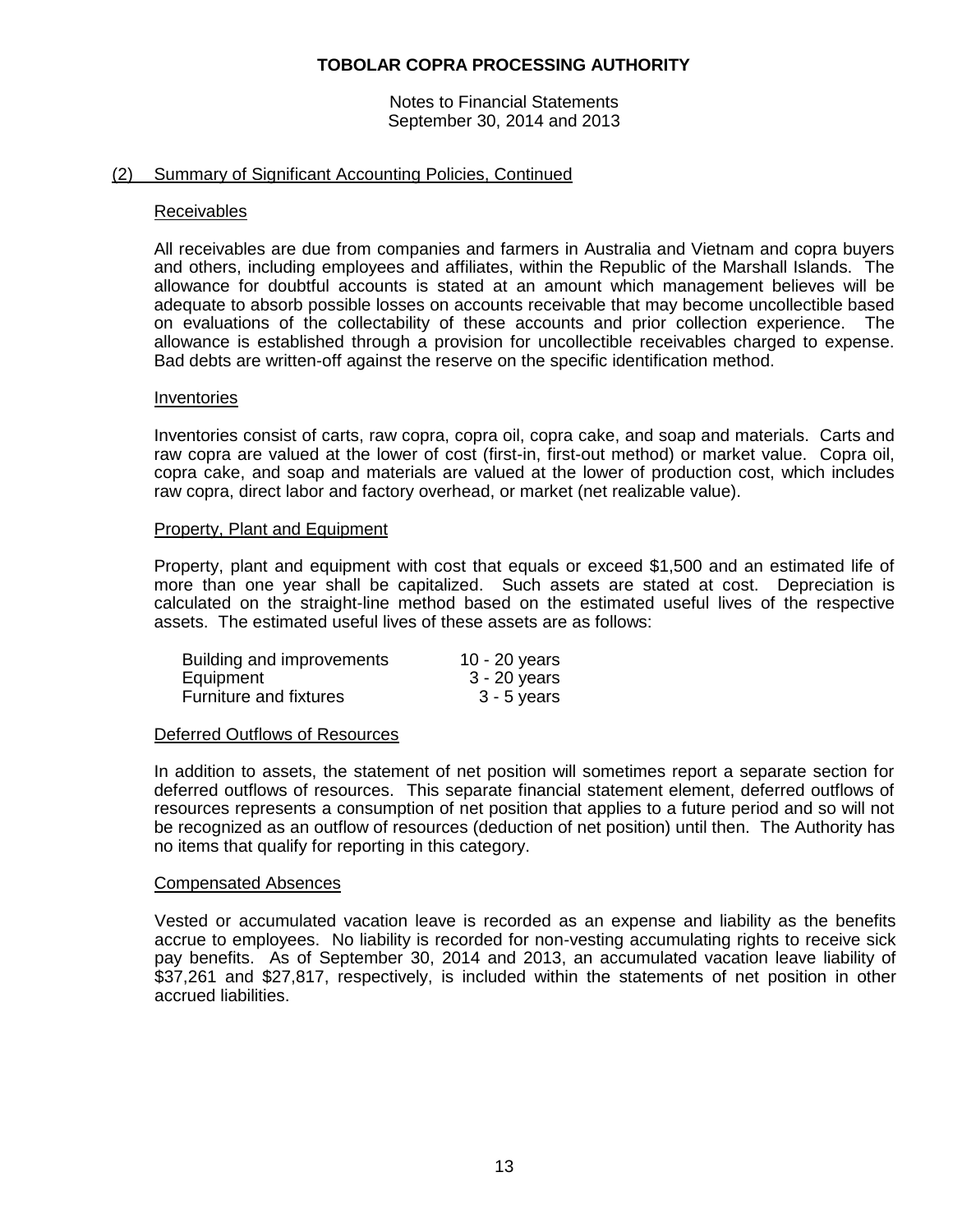# TOBOLAR COPRA PROCESSING AUTHORITY

Notes to Financial Statements
September 30, 2014 and 2013

## (2) Summary of Significant Accounting Policies, Continued

### Receivables

All receivables are due from companies and farmers in Australia and Vietnam and copra buyers and others, including employees and affiliates, within the Republic of the Marshall Islands. The allowance for doubtful accounts is stated at an amount which management believes will be adequate to absorb possible losses on accounts receivable that may become uncollectible based on evaluations of the collectability of these accounts and prior collection experience. The allowance is established through a provision for uncollectible receivables charged to expense. Bad debts are written-off against the reserve on the specific identification method.

### Inventories

Inventories consist of carts, raw copra, copra oil, copra cake, and soap and materials. Carts and raw copra are valued at the lower of cost (first-in, first-out method) or market value. Copra oil, copra cake, and soap and materials are valued at the lower of production cost, which includes raw copra, direct labor and factory overhead, or market (net realizable value).

### Property, Plant and Equipment

Property, plant and equipment with cost that equals or exceed $1,500 and an estimated life of more than one year shall be capitalized. Such assets are stated at cost. Depreciation is calculated on the straight-line method based on the estimated useful lives of the respective assets. The estimated useful lives of these assets are as follows:

| | |
|---|---|
| Building and improvements | 10 - 20 years |
| Equipment | 3 - 20 years |
| Furniture and fixtures | 3 - 5 years |

### Deferred Outflows of Resources

In addition to assets, the statement of net position will sometimes report a separate section for deferred outflows of resources. This separate financial statement element, deferred outflows of resources represents a consumption of net position that applies to a future period and so will not be recognized as an outflow of resources (deduction of net position) until then. The Authority has no items that qualify for reporting in this category.

### Compensated Absences

Vested or accumulated vacation leave is recorded as an expense and liability as the benefits accrue to employees. No liability is recorded for non-vesting accumulating rights to receive sick pay benefits. As of September 30, 2014 and 2013, an accumulated vacation leave liability of $37,261 and $27,817, respectively, is included within the statements of net position in other accrued liabilities.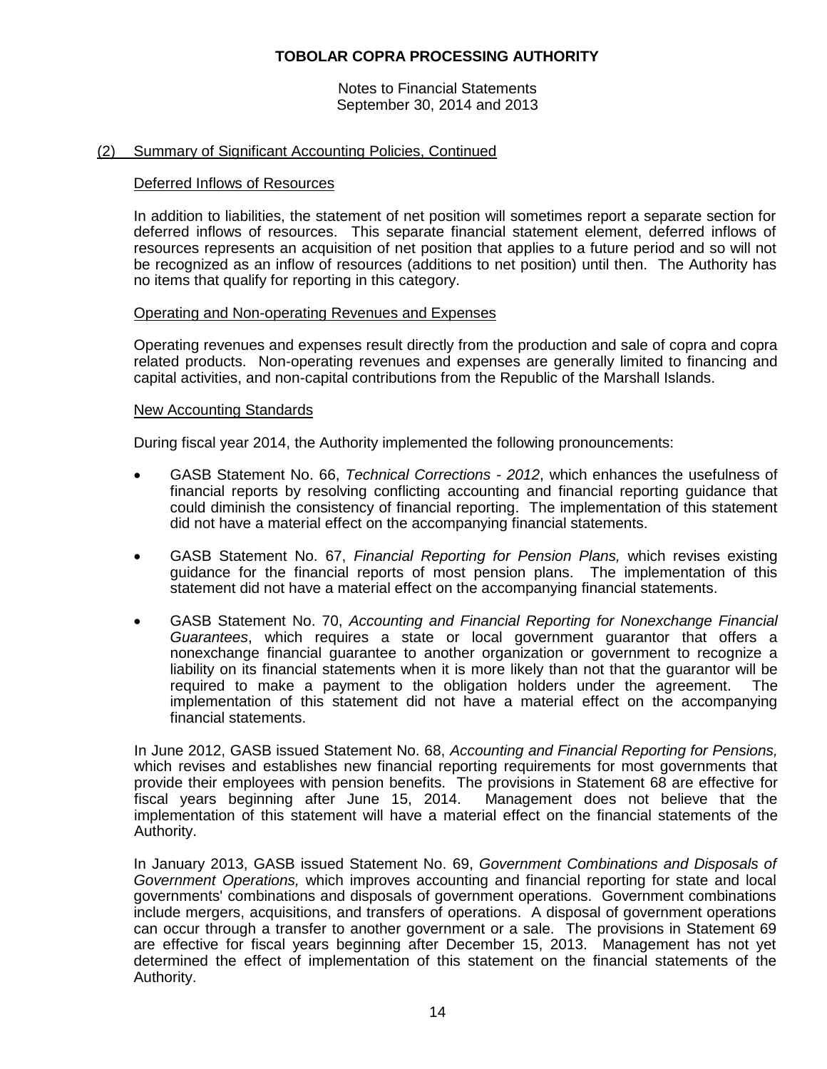## (2) Summary of Significant Accounting Policies, Continued

### Deferred Inflows of Resources

In addition to liabilities, the statement of net position will sometimes report a separate section for deferred inflows of resources. This separate financial statement element, deferred inflows of resources represents an acquisition of net position that applies to a future period and so will not be recognized as an inflow of resources (additions to net position) until then. The Authority has no items that qualify for reporting in this category.

### Operating and Non-operating Revenues and Expenses

Operating revenues and expenses result directly from the production and sale of copra and copra related products. Non-operating revenues and expenses are generally limited to financing and capital activities, and non-capital contributions from the Republic of the Marshall Islands.

### New Accounting Standards

During fiscal year 2014, the Authority implemented the following pronouncements:

- GASB Statement No. 66, *Technical Corrections - 2012*, which enhances the usefulness of financial reports by resolving conflicting accounting and financial reporting guidance that could diminish the consistency of financial reporting. The implementation of this statement did not have a material effect on the accompanying financial statements.
- GASB Statement No. 67, *Financial Reporting for Pension Plans,* which revises existing guidance for the financial reports of most pension plans. The implementation of this statement did not have a material effect on the accompanying financial statements.
- GASB Statement No. 70, *Accounting and Financial Reporting for Nonexchange Financial Guarantees*, which requires a state or local government guarantor that offers a nonexchange financial guarantee to another organization or government to recognize a liability on its financial statements when it is more likely than not that the guarantor will be required to make a payment to the obligation holders under the agreement. The implementation of this statement did not have a material effect on the accompanying financial statements.

In June 2012, GASB issued Statement No. 68, *Accounting and Financial Reporting for Pensions,* which revises and establishes new financial reporting requirements for most governments that provide their employees with pension benefits. The provisions in Statement 68 are effective for fiscal years beginning after June 15, 2014. Management does not believe that the implementation of this statement will have a material effect on the financial statements of the Authority.

In January 2013, GASB issued Statement No. 69, *Government Combinations and Disposals of Government Operations,* which improves accounting and financial reporting for state and local governments' combinations and disposals of government operations. Government combinations include mergers, acquisitions, and transfers of operations. A disposal of government operations can occur through a transfer to another government or a sale. The provisions in Statement 69 are effective for fiscal years beginning after December 15, 2013. Management has not yet determined the effect of implementation of this statement on the financial statements of the Authority.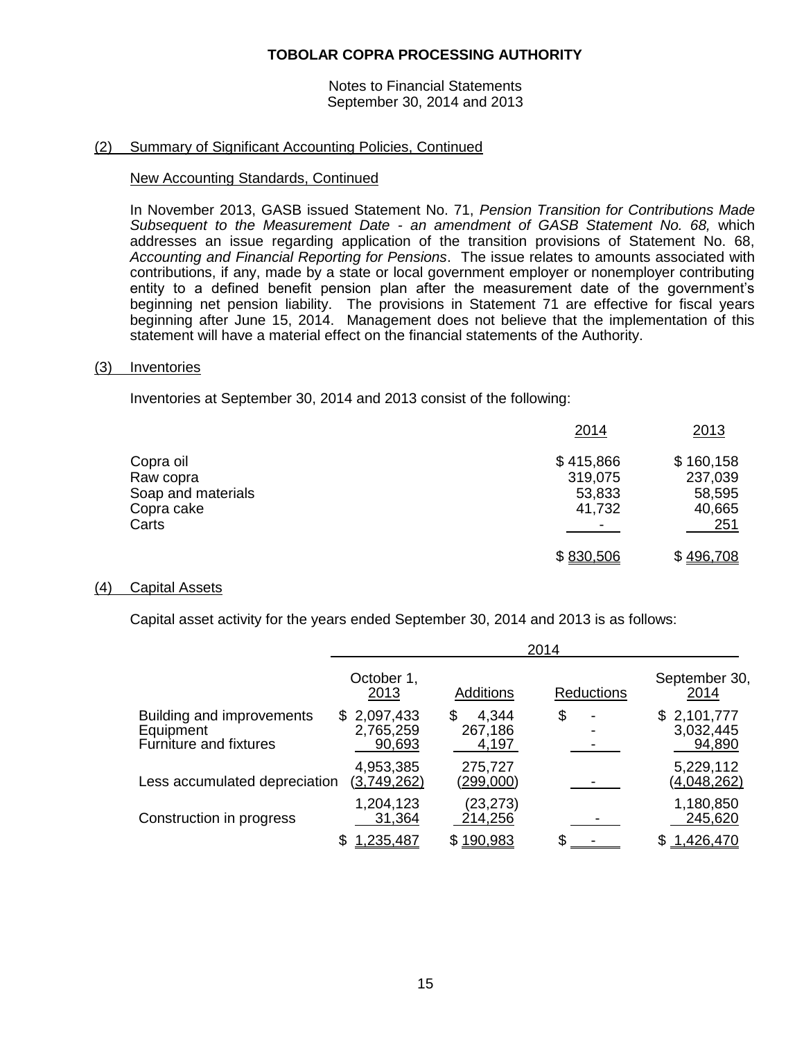**TOBOLAR COPRA PROCESSING AUTHORITY**

Notes to Financial Statements
September 30, 2014 and 2013

## (2) Summary of Significant Accounting Policies, Continued

### New Accounting Standards, Continued

In November 2013, GASB issued Statement No. 71, *Pension Transition for Contributions Made Subsequent to the Measurement Date - an amendment of GASB Statement No. 68,* which addresses an issue regarding application of the transition provisions of Statement No. 68, *Accounting and Financial Reporting for Pensions*. The issue relates to amounts associated with contributions, if any, made by a state or local government employer or nonemployer contributing entity to a defined benefit pension plan after the measurement date of the government's beginning net pension liability. The provisions in Statement 71 are effective for fiscal years beginning after June 15, 2014. Management does not believe that the implementation of this statement will have a material effect on the financial statements of the Authority.

## (3) Inventories

Inventories at September 30, 2014 and 2013 consist of the following:

| | 2014 | 2013 |
|---|---|---|
| Copra oil | $ 415,866 | $ 160,158 |
| Raw copra | 319,075 | 237,039 |
| Soap and materials | 53,833 | 58,595 |
| Copra cake | 41,732 | 40,665 |
| Carts | - | 251 |
| | $ 830,506 | $ 496,708 |

## (4) Capital Assets

Capital asset activity for the years ended September 30, 2014 and 2013 is as follows:

| | 2014 | | | |
|---|---|---|---|---|
| | October 1, 2013 | Additions | Reductions | September 30, 2014 |
| Building and improvements | $ 2,097,433 | $ 4,344 | $ - | $ 2,101,777 |
| Equipment | 2,765,259 | 267,186 | - | 3,032,445 |
| Furniture and fixtures | 90,693 | 4,197 | - | 94,890 |
| | 4,953,385 | 275,727 | | 5,229,112 |
| Less accumulated depreciation | (3,749,262) | (299,000) | - | (4,048,262) |
| | 1,204,123 | (23,273) | | 1,180,850 |
| Construction in progress | 31,364 | 214,256 | - | 245,620 |
| | $ 1,235,487 | $ 190,983 | $ - | $ 1,426,470 |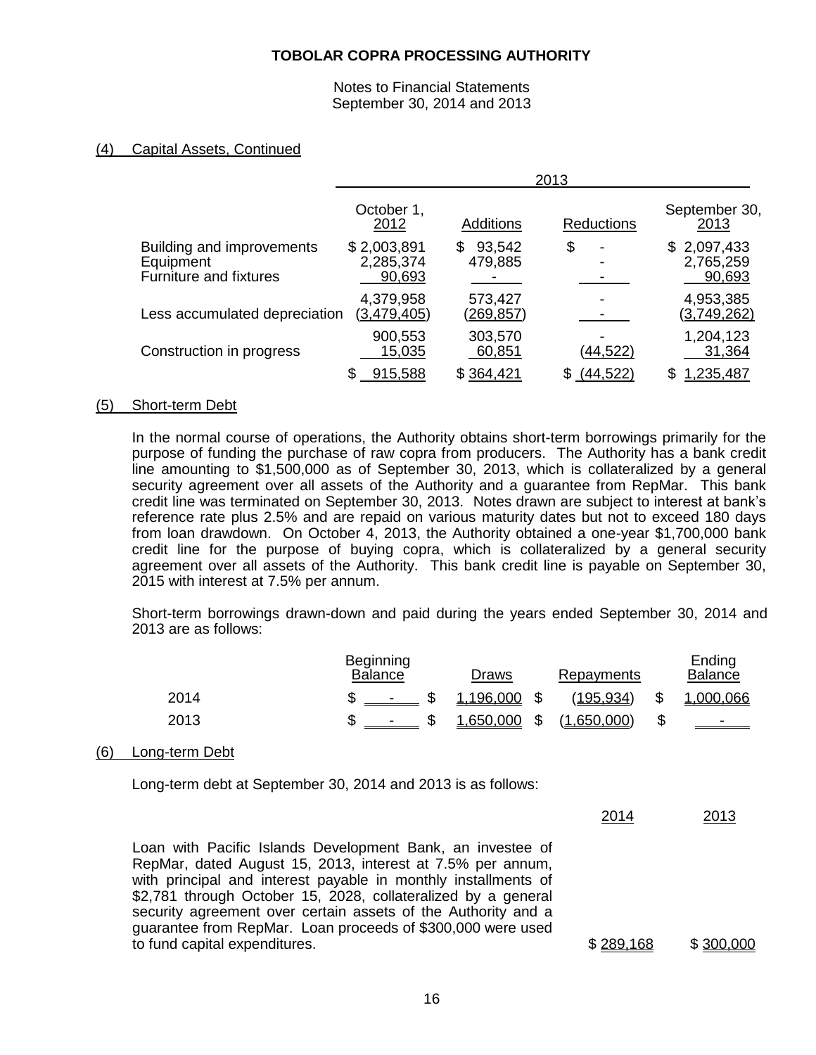**TOBOLAR COPRA PROCESSING AUTHORITY**

Notes to Financial Statements
September 30, 2014 and 2013

(4) Capital Assets, Continued

| | 2013 | | | |
|---|---|---|---|---|
| | October 1, 2012 | Additions | Reductions | September 30, 2013 |
| Building and improvements | $ 2,003,891 | $ 93,542 | $ - | $ 2,097,433 |
| Equipment | 2,285,374 | 479,885 | - | 2,765,259 |
| Furniture and fixtures | 90,693 | - | - | 90,693 |
| | 4,379,958 | 573,427 | - | 4,953,385 |
| Less accumulated depreciation | (3,479,405) | (269,857) | - | (3,749,262) |
| | 900,553 | 303,570 | - | 1,204,123 |
| Construction in progress | 15,035 | 60,851 | (44,522) | 31,364 |
| | $ 915,588 | $ 364,421 | $ (44,522) | $ 1,235,487 |

(5) Short-term Debt

In the normal course of operations, the Authority obtains short-term borrowings primarily for the purpose of funding the purchase of raw copra from producers. The Authority has a bank credit line amounting to $1,500,000 as of September 30, 2013, which is collateralized by a general security agreement over all assets of the Authority and a guarantee from RepMar. This bank credit line was terminated on September 30, 2013. Notes drawn are subject to interest at bank's reference rate plus 2.5% and are repaid on various maturity dates but not to exceed 180 days from loan drawdown. On October 4, 2013, the Authority obtained a one-year $1,700,000 bank credit line for the purpose of buying copra, which is collateralized by a general security agreement over all assets of the Authority. This bank credit line is payable on September 30, 2015 with interest at 7.5% per annum.

Short-term borrowings drawn-down and paid during the years ended September 30, 2014 and 2013 are as follows:

| | Beginning Balance | Draws | Repayments | Ending Balance |
|---|---|---|---|---|
| 2014 | $ - | $ 1,196,000 | $ (195,934) | $ 1,000,066 |
| 2013 | $ - | $ 1,650,000 | $ (1,650,000) | $ - |

(6) Long-term Debt

Long-term debt at September 30, 2014 and 2013 is as follows:

| | 2014 | 2013 |
|---|---|---|
| Loan with Pacific Islands Development Bank, an investee of RepMar, dated August 15, 2013, interest at 7.5% per annum, with principal and interest payable in monthly installments of $2,781 through October 15, 2028, collateralized by a general security agreement over certain assets of the Authority and a guarantee from RepMar. Loan proceeds of $300,000 were used to fund capital expenditures. | $ 289,168 | $ 300,000 |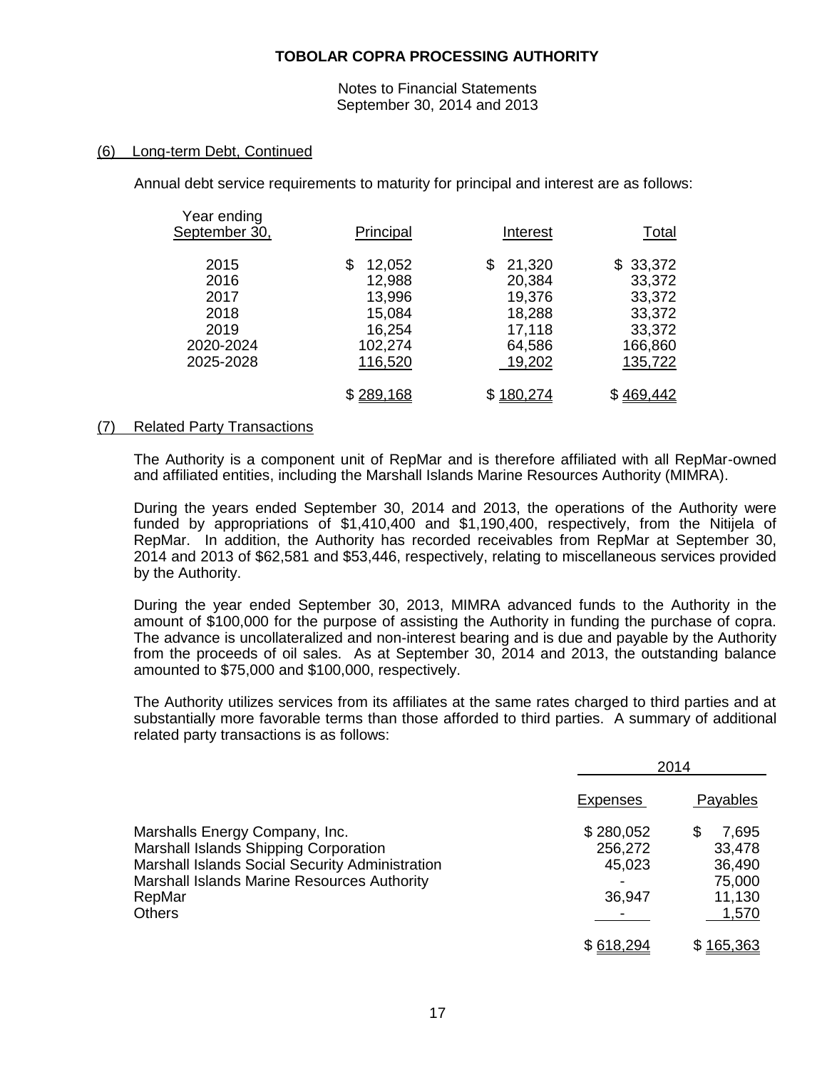# TOBOLAR COPRA PROCESSING AUTHORITY

Notes to Financial Statements
September 30, 2014 and 2013

## (6) Long-term Debt, Continued

Annual debt service requirements to maturity for principal and interest are as follows:

| Year ending September 30, | Principal | Interest | Total |
|---|---|---|---|
| 2015 | $ 12,052 | $ 21,320 | $ 33,372 |
| 2016 | 12,988 | 20,384 | 33,372 |
| 2017 | 13,996 | 19,376 | 33,372 |
| 2018 | 15,084 | 18,288 | 33,372 |
| 2019 | 16,254 | 17,118 | 33,372 |
| 2020-2024 | 102,274 | 64,586 | 166,860 |
| 2025-2028 | 116,520 | 19,202 | 135,722 |
| | $ 289,168 | $ 180,274 | $ 469,442 |

## (7) Related Party Transactions

The Authority is a component unit of RepMar and is therefore affiliated with all RepMar-owned and affiliated entities, including the Marshall Islands Marine Resources Authority (MIMRA).

During the years ended September 30, 2014 and 2013, the operations of the Authority were funded by appropriations of $1,410,400 and $1,190,400, respectively, from the Nitijela of RepMar. In addition, the Authority has recorded receivables from RepMar at September 30, 2014 and 2013 of $62,581 and $53,446, respectively, relating to miscellaneous services provided by the Authority.

During the year ended September 30, 2013, MIMRA advanced funds to the Authority in the amount of $100,000 for the purpose of assisting the Authority in funding the purchase of copra. The advance is uncollateralized and non-interest bearing and is due and payable by the Authority from the proceeds of oil sales. As at September 30, 2014 and 2013, the outstanding balance amounted to $75,000 and $100,000, respectively.

The Authority utilizes services from its affiliates at the same rates charged to third parties and at substantially more favorable terms than those afforded to third parties. A summary of additional related party transactions is as follows:

| | 2014 | |
|---|---|---|
| | Expenses | Payables |
| Marshalls Energy Company, Inc. | $ 280,052 | $ 7,695 |
| Marshall Islands Shipping Corporation | 256,272 | 33,478 |
| Marshall Islands Social Security Administration | 45,023 | 36,490 |
| Marshall Islands Marine Resources Authority | - | 75,000 |
| RepMar | 36,947 | 11,130 |
| Others | - | 1,570 |
| | $ 618,294 | $ 165,363 |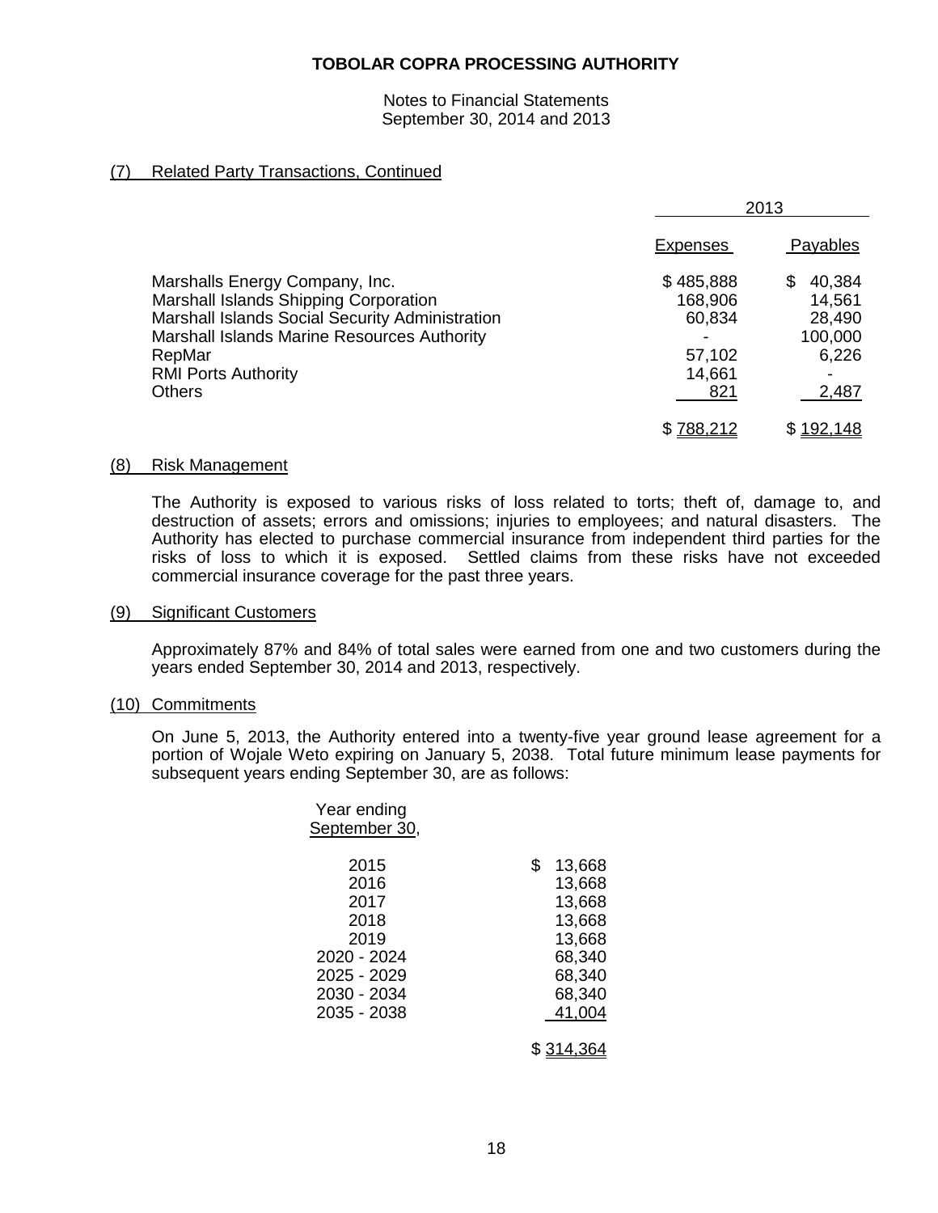# TOBOLAR COPRA PROCESSING AUTHORITY

Notes to Financial Statements
September 30, 2014 and 2013

## (7) Related Party Transactions, Continued

| | 2013 | |
|---|---|---|
| | Expenses | Payables |
| Marshalls Energy Company, Inc. | $ 485,888 | $ 40,384 |
| Marshall Islands Shipping Corporation | 168,906 | 14,561 |
| Marshall Islands Social Security Administration | 60,834 | 28,490 |
| Marshall Islands Marine Resources Authority | - | 100,000 |
| RepMar | 57,102 | 6,226 |
| RMI Ports Authority | 14,661 | - |
| Others | 821 | 2,487 |
| | $ 788,212 | $ 192,148 |

## (8) Risk Management

The Authority is exposed to various risks of loss related to torts; theft of, damage to, and destruction of assets; errors and omissions; injuries to employees; and natural disasters. The Authority has elected to purchase commercial insurance from independent third parties for the risks of loss to which it is exposed. Settled claims from these risks have not exceeded commercial insurance coverage for the past three years.

## (9) Significant Customers

Approximately 87% and 84% of total sales were earned from one and two customers during the years ended September 30, 2014 and 2013, respectively.

## (10) Commitments

On June 5, 2013, the Authority entered into a twenty-five year ground lease agreement for a portion of Wojale Weto expiring on January 5, 2038. Total future minimum lease payments for subsequent years ending September 30, are as follows:

| Year ending September 30, | |
|---|---|
| 2015 | $ 13,668 |
| 2016 | 13,668 |
| 2017 | 13,668 |
| 2018 | 13,668 |
| 2019 | 13,668 |
| 2020 - 2024 | 68,340 |
| 2025 - 2029 | 68,340 |
| 2030 - 2034 | 68,340 |
| 2035 - 2038 | 41,004 |
| | $ 314,364 |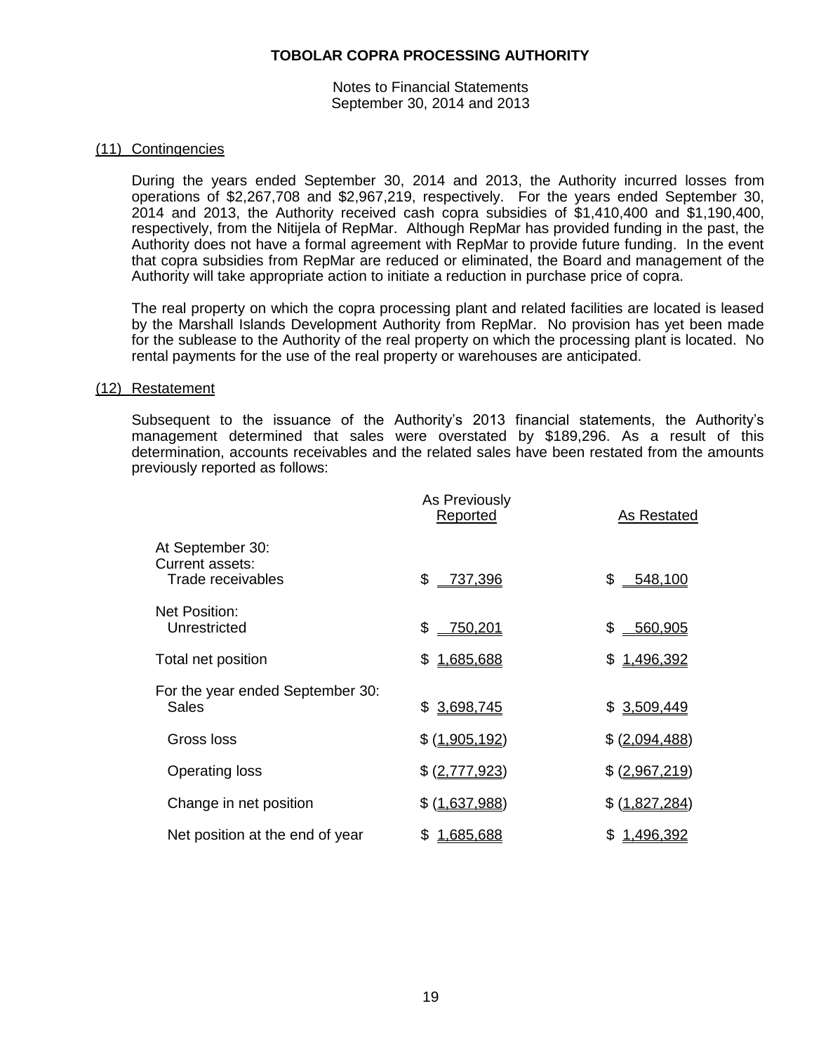**TOBOLAR COPRA PROCESSING AUTHORITY**

Notes to Financial Statements
September 30, 2014 and 2013

(11) Contingencies

During the years ended September 30, 2014 and 2013, the Authority incurred losses from operations of $2,267,708 and $2,967,219, respectively. For the years ended September 30, 2014 and 2013, the Authority received cash copra subsidies of $1,410,400 and $1,190,400, respectively, from the Nitijela of RepMar. Although RepMar has provided funding in the past, the Authority does not have a formal agreement with RepMar to provide future funding. In the event that copra subsidies from RepMar are reduced or eliminated, the Board and management of the Authority will take appropriate action to initiate a reduction in purchase price of copra.

The real property on which the copra processing plant and related facilities are located is leased by the Marshall Islands Development Authority from RepMar. No provision has yet been made for the sublease to the Authority of the real property on which the processing plant is located. No rental payments for the use of the real property or warehouses are anticipated.

(12) Restatement

Subsequent to the issuance of the Authority's 2013 financial statements, the Authority's management determined that sales were overstated by $189,296. As a result of this determination, accounts receivables and the related sales have been restated from the amounts previously reported as follows:

| | As Previously Reported | As Restated |
|---|---|---|
| At September 30: | | |
| Current assets: | | |
| Trade receivables | $ 737,396 | $ 548,100 |
| Net Position: | | |
| Unrestricted | $ 750,201 | $ 560,905 |
| Total net position | $ 1,685,688 | $ 1,496,392 |
| For the year ended September 30: | | |
| Sales | $ 3,698,745 | $ 3,509,449 |
| Gross loss | $ (1,905,192) | $ (2,094,488) |
| Operating loss | $ (2,777,923) | $ (2,967,219) |
| Change in net position | $ (1,637,988) | $ (1,827,284) |
| Net position at the end of year | $ 1,685,688 | $ 1,496,392 |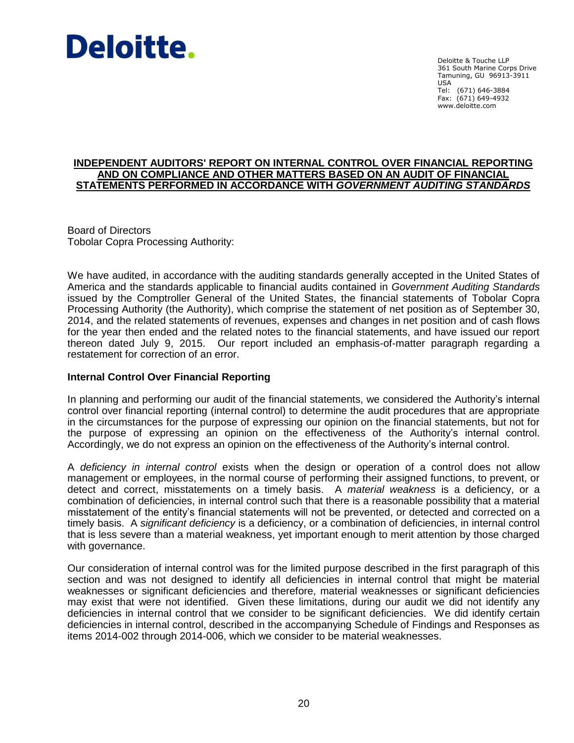Deloitte.

Deloitte & Touche LLP
361 South Marine Corps Drive
Tamuning, GU 96913-3911
USA
Tel: (671) 646-3884
Fax: (671) 649-4932
www.deloitte.com

## INDEPENDENT AUDITORS' REPORT ON INTERNAL CONTROL OVER FINANCIAL REPORTING AND ON COMPLIANCE AND OTHER MATTERS BASED ON AN AUDIT OF FINANCIAL STATEMENTS PERFORMED IN ACCORDANCE WITH *GOVERNMENT AUDITING STANDARDS*

Board of Directors
Tobolar Copra Processing Authority:

We have audited, in accordance with the auditing standards generally accepted in the United States of America and the standards applicable to financial audits contained in *Government Auditing Standards* issued by the Comptroller General of the United States, the financial statements of Tobolar Copra Processing Authority (the Authority), which comprise the statement of net position as of September 30, 2014, and the related statements of revenues, expenses and changes in net position and of cash flows for the year then ended and the related notes to the financial statements, and have issued our report thereon dated July 9, 2015. Our report included an emphasis-of-matter paragraph regarding a restatement for correction of an error.

### Internal Control Over Financial Reporting

In planning and performing our audit of the financial statements, we considered the Authority's internal control over financial reporting (internal control) to determine the audit procedures that are appropriate in the circumstances for the purpose of expressing our opinion on the financial statements, but not for the purpose of expressing an opinion on the effectiveness of the Authority's internal control. Accordingly, we do not express an opinion on the effectiveness of the Authority's internal control.

A *deficiency in internal control* exists when the design or operation of a control does not allow management or employees, in the normal course of performing their assigned functions, to prevent, or detect and correct, misstatements on a timely basis. A *material weakness* is a deficiency, or a combination of deficiencies, in internal control such that there is a reasonable possibility that a material misstatement of the entity's financial statements will not be prevented, or detected and corrected on a timely basis. A *significant deficiency* is a deficiency, or a combination of deficiencies, in internal control that is less severe than a material weakness, yet important enough to merit attention by those charged with governance.

Our consideration of internal control was for the limited purpose described in the first paragraph of this section and was not designed to identify all deficiencies in internal control that might be material weaknesses or significant deficiencies and therefore, material weaknesses or significant deficiencies may exist that were not identified. Given these limitations, during our audit we did not identify any deficiencies in internal control that we consider to be significant deficiencies. We did identify certain deficiencies in internal control, described in the accompanying Schedule of Findings and Responses as items 2014-002 through 2014-006, which we consider to be material weaknesses.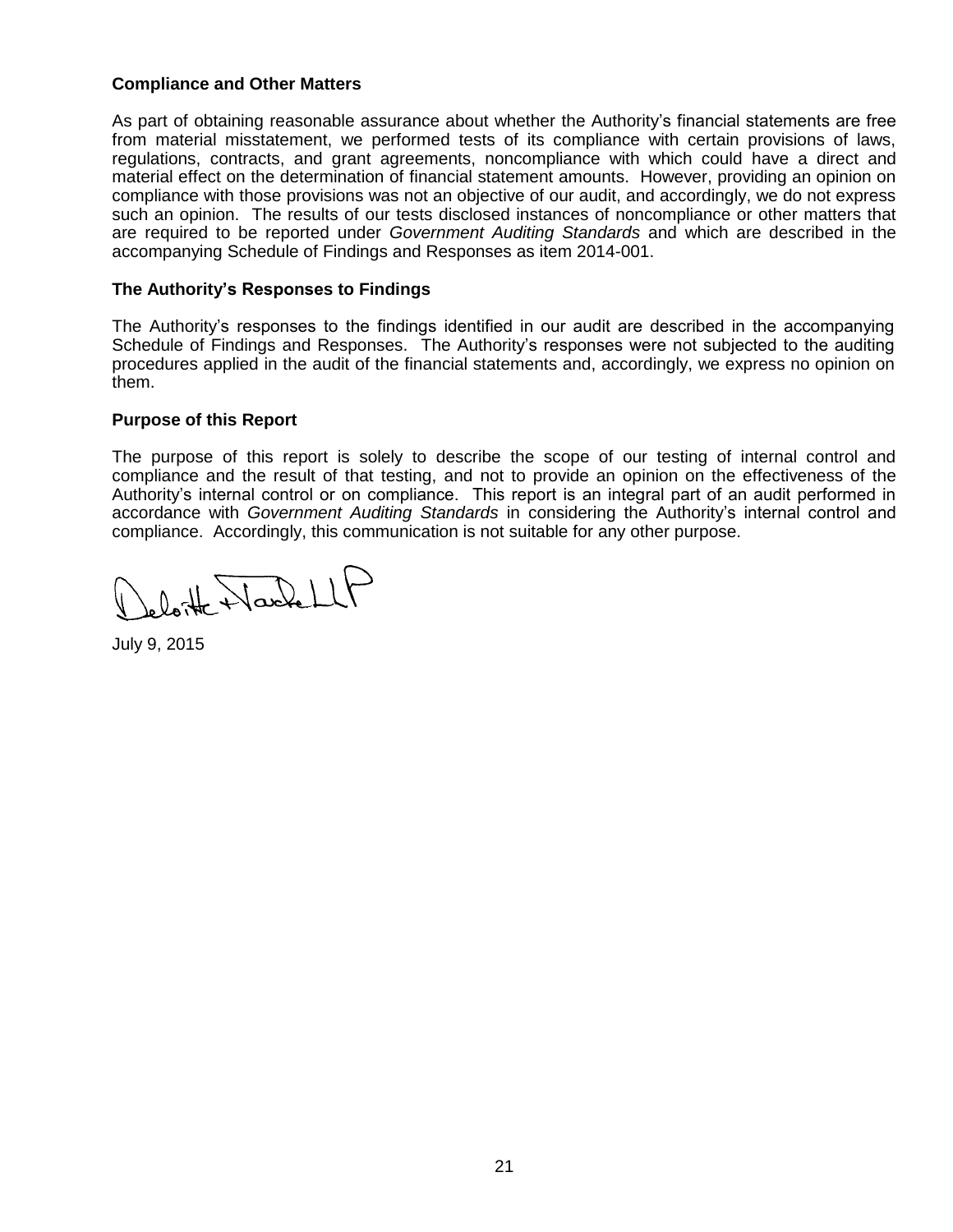**Compliance and Other Matters**

As part of obtaining reasonable assurance about whether the Authority's financial statements are free from material misstatement, we performed tests of its compliance with certain provisions of laws, regulations, contracts, and grant agreements, noncompliance with which could have a direct and material effect on the determination of financial statement amounts. However, providing an opinion on compliance with those provisions was not an objective of our audit, and accordingly, we do not express such an opinion. The results of our tests disclosed instances of noncompliance or other matters that are required to be reported under *Government Auditing Standards* and which are described in the accompanying Schedule of Findings and Responses as item 2014-001.

**The Authority's Responses to Findings**

The Authority's responses to the findings identified in our audit are described in the accompanying Schedule of Findings and Responses. The Authority's responses were not subjected to the auditing procedures applied in the audit of the financial statements and, accordingly, we express no opinion on them.

**Purpose of this Report**

The purpose of this report is solely to describe the scope of our testing of internal control and compliance and the result of that testing, and not to provide an opinion on the effectiveness of the Authority's internal control or on compliance. This report is an integral part of an audit performed in accordance with *Government Auditing Standards* in considering the Authority's internal control and compliance. Accordingly, this communication is not suitable for any other purpose.

Deloitte + Touche LLP

July 9, 2015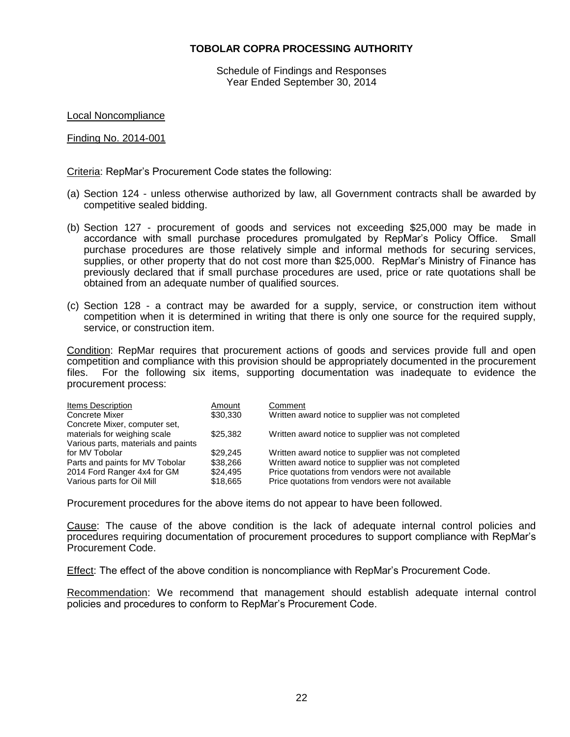**TOBOLAR COPRA PROCESSING AUTHORITY**

Schedule of Findings and Responses
Year Ended September 30, 2014

Local Noncompliance

Finding No. 2014-001

Criteria: RepMar's Procurement Code states the following:

(a) Section 124 - unless otherwise authorized by law, all Government contracts shall be awarded by competitive sealed bidding.

(b) Section 127 - procurement of goods and services not exceeding $25,000 may be made in accordance with small purchase procedures promulgated by RepMar's Policy Office. Small purchase procedures are those relatively simple and informal methods for securing services, supplies, or other property that do not cost more than $25,000. RepMar's Ministry of Finance has previously declared that if small purchase procedures are used, price or rate quotations shall be obtained from an adequate number of qualified sources.

(c) Section 128 - a contract may be awarded for a supply, service, or construction item without competition when it is determined in writing that there is only one source for the required supply, service, or construction item.

Condition: RepMar requires that procurement actions of goods and services provide full and open competition and compliance with this provision should be appropriately documented in the procurement files. For the following six items, supporting documentation was inadequate to evidence the procurement process:

| Items Description | Amount | Comment |
|---|---|---|
| Concrete Mixer | $30,330 | Written award notice to supplier was not completed |
| Concrete Mixer, computer set, materials for weighing scale | $25,382 | Written award notice to supplier was not completed |
| Various parts, materials and paints for MV Tobolar | $29,245 | Written award notice to supplier was not completed |
| Parts and paints for MV Tobolar | $38,266 | Written award notice to supplier was not completed |
| 2014 Ford Ranger 4x4 for GM | $24,495 | Price quotations from vendors were not available |
| Various parts for Oil Mill | $18,665 | Price quotations from vendors were not available |

Procurement procedures for the above items do not appear to have been followed.

Cause: The cause of the above condition is the lack of adequate internal control policies and procedures requiring documentation of procurement procedures to support compliance with RepMar's Procurement Code.

Effect: The effect of the above condition is noncompliance with RepMar's Procurement Code.

Recommendation: We recommend that management should establish adequate internal control policies and procedures to conform to RepMar's Procurement Code.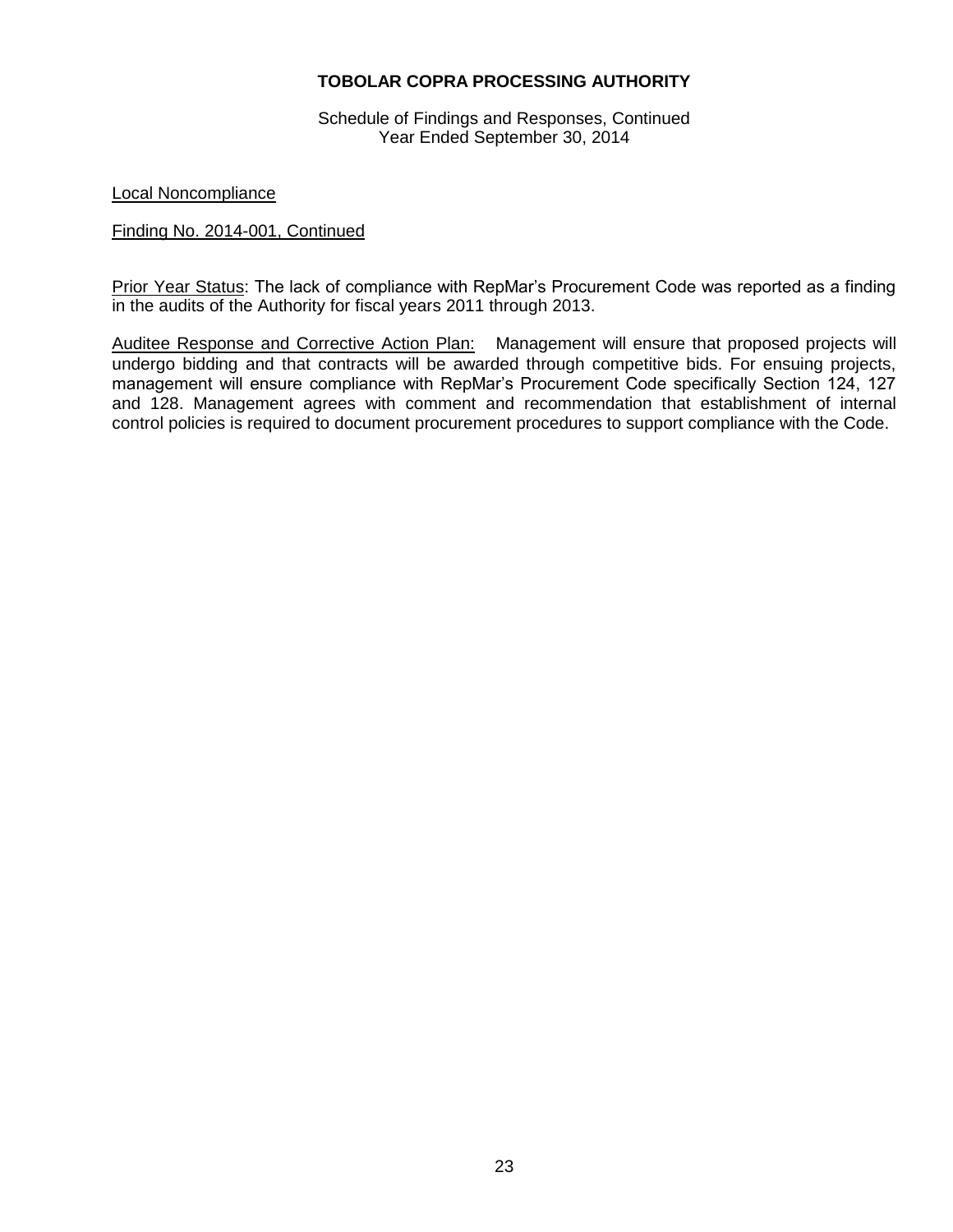# TOBOLAR COPRA PROCESSING AUTHORITY

Schedule of Findings and Responses, Continued
Year Ended September 30, 2014

Local Noncompliance

Finding No. 2014-001, Continued

Prior Year Status: The lack of compliance with RepMar's Procurement Code was reported as a finding in the audits of the Authority for fiscal years 2011 through 2013.

Auditee Response and Corrective Action Plan: Management will ensure that proposed projects will undergo bidding and that contracts will be awarded through competitive bids. For ensuing projects, management will ensure compliance with RepMar's Procurement Code specifically Section 124, 127 and 128. Management agrees with comment and recommendation that establishment of internal control policies is required to document procurement procedures to support compliance with the Code.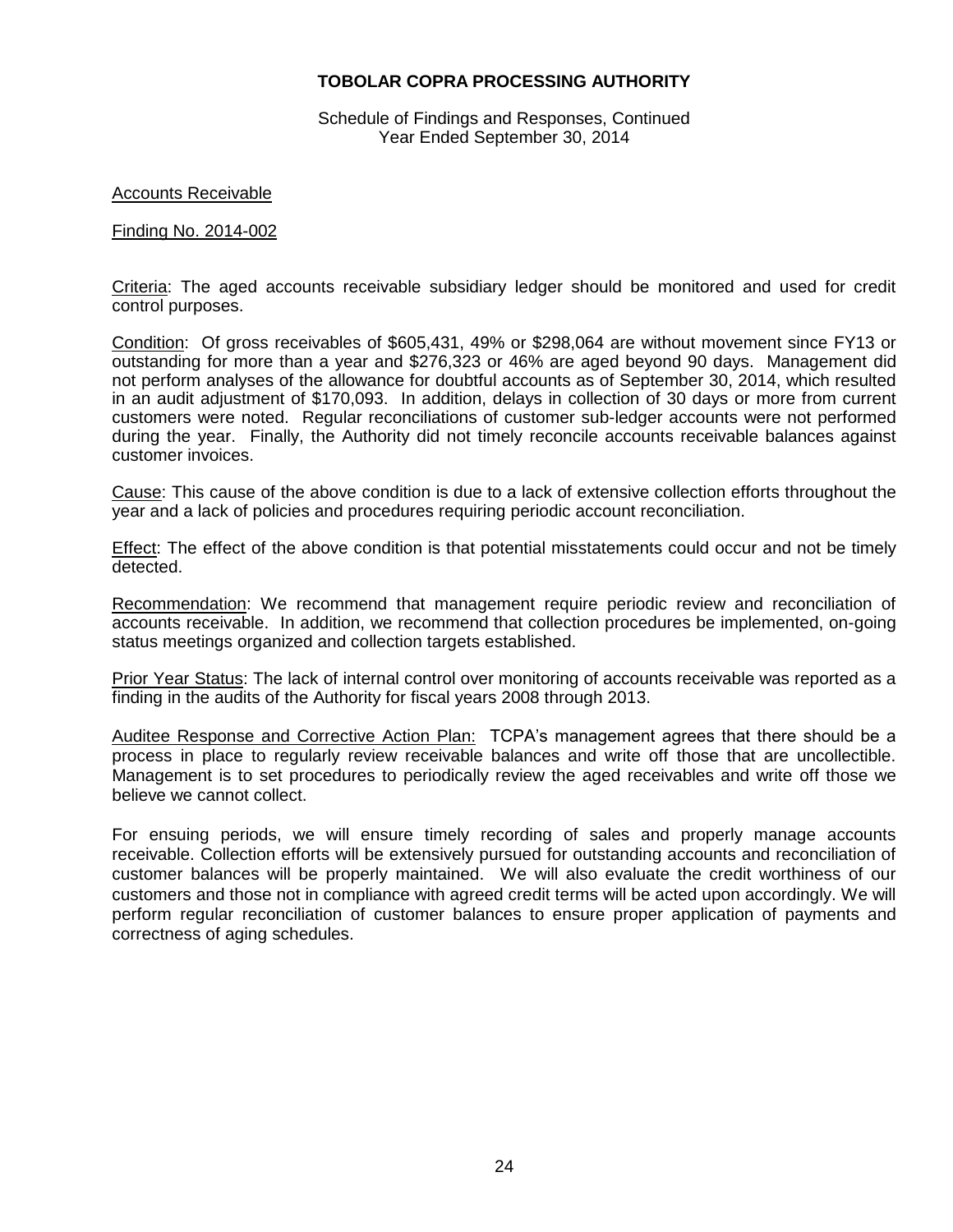**TOBOLAR COPRA PROCESSING AUTHORITY**

Schedule of Findings and Responses, Continued
Year Ended September 30, 2014

Accounts Receivable

Finding No. 2014-002

Criteria: The aged accounts receivable subsidiary ledger should be monitored and used for credit control purposes.

Condition: Of gross receivables of $605,431, 49% or $298,064 are without movement since FY13 or outstanding for more than a year and $276,323 or 46% are aged beyond 90 days. Management did not perform analyses of the allowance for doubtful accounts as of September 30, 2014, which resulted in an audit adjustment of $170,093. In addition, delays in collection of 30 days or more from current customers were noted. Regular reconciliations of customer sub-ledger accounts were not performed during the year. Finally, the Authority did not timely reconcile accounts receivable balances against customer invoices.

Cause: This cause of the above condition is due to a lack of extensive collection efforts throughout the year and a lack of policies and procedures requiring periodic account reconciliation.

Effect: The effect of the above condition is that potential misstatements could occur and not be timely detected.

Recommendation: We recommend that management require periodic review and reconciliation of accounts receivable. In addition, we recommend that collection procedures be implemented, on-going status meetings organized and collection targets established.

Prior Year Status: The lack of internal control over monitoring of accounts receivable was reported as a finding in the audits of the Authority for fiscal years 2008 through 2013.

Auditee Response and Corrective Action Plan: TCPA's management agrees that there should be a process in place to regularly review receivable balances and write off those that are uncollectible. Management is to set procedures to periodically review the aged receivables and write off those we believe we cannot collect.

For ensuing periods, we will ensure timely recording of sales and properly manage accounts receivable. Collection efforts will be extensively pursued for outstanding accounts and reconciliation of customer balances will be properly maintained. We will also evaluate the credit worthiness of our customers and those not in compliance with agreed credit terms will be acted upon accordingly. We will perform regular reconciliation of customer balances to ensure proper application of payments and correctness of aging schedules.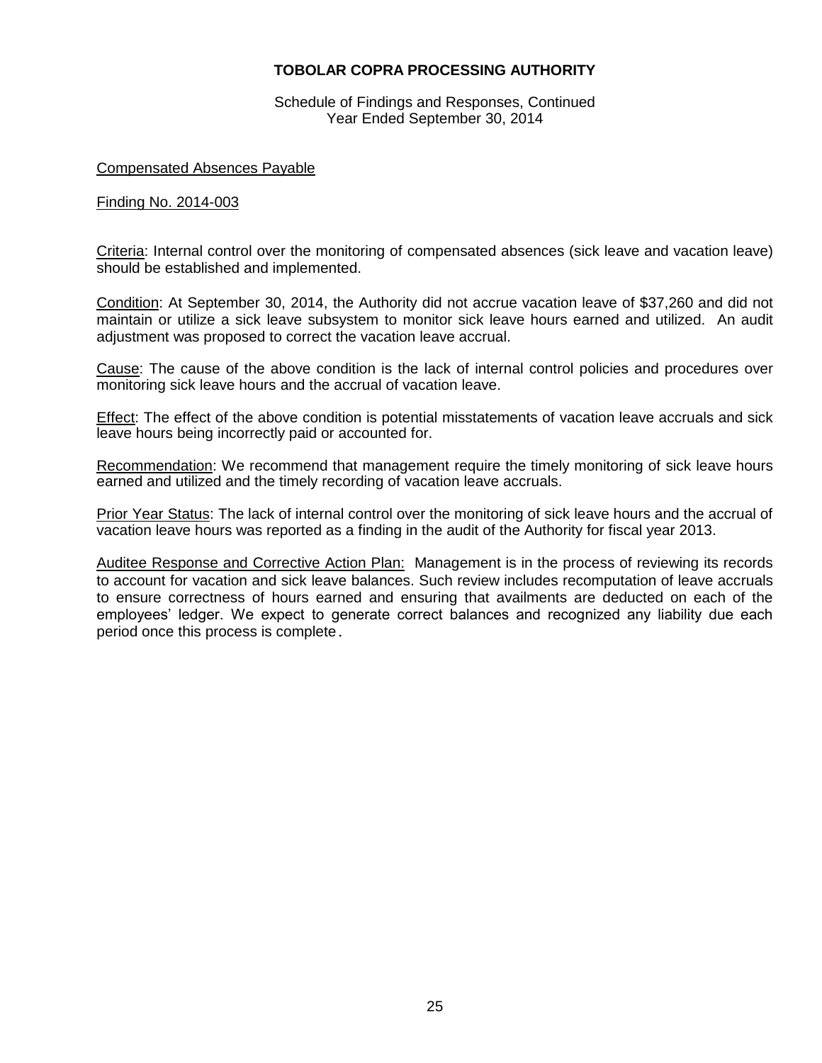**TOBOLAR COPRA PROCESSING AUTHORITY**

Schedule of Findings and Responses, Continued
Year Ended September 30, 2014

Compensated Absences Payable

Finding No. 2014-003

Criteria: Internal control over the monitoring of compensated absences (sick leave and vacation leave) should be established and implemented.

Condition: At September 30, 2014, the Authority did not accrue vacation leave of $37,260 and did not maintain or utilize a sick leave subsystem to monitor sick leave hours earned and utilized. An audit adjustment was proposed to correct the vacation leave accrual.

Cause: The cause of the above condition is the lack of internal control policies and procedures over monitoring sick leave hours and the accrual of vacation leave.

Effect: The effect of the above condition is potential misstatements of vacation leave accruals and sick leave hours being incorrectly paid or accounted for.

Recommendation: We recommend that management require the timely monitoring of sick leave hours earned and utilized and the timely recording of vacation leave accruals.

Prior Year Status: The lack of internal control over the monitoring of sick leave hours and the accrual of vacation leave hours was reported as a finding in the audit of the Authority for fiscal year 2013.

Auditee Response and Corrective Action Plan: Management is in the process of reviewing its records to account for vacation and sick leave balances. Such review includes recomputation of leave accruals to ensure correctness of hours earned and ensuring that availments are deducted on each of the employees' ledger. We expect to generate correct balances and recognized any liability due each period once this process is complete.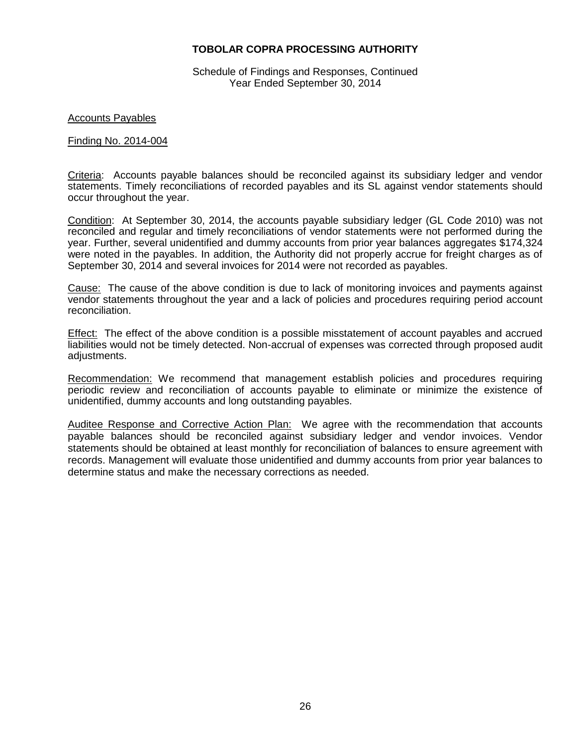# TOBOLAR COPRA PROCESSING AUTHORITY

Schedule of Findings and Responses, Continued
Year Ended September 30, 2014

Accounts Payables

Finding No. 2014-004

Criteria: Accounts payable balances should be reconciled against its subsidiary ledger and vendor statements. Timely reconciliations of recorded payables and its SL against vendor statements should occur throughout the year.

Condition: At September 30, 2014, the accounts payable subsidiary ledger (GL Code 2010) was not reconciled and regular and timely reconciliations of vendor statements were not performed during the year. Further, several unidentified and dummy accounts from prior year balances aggregates $174,324 were noted in the payables. In addition, the Authority did not properly accrue for freight charges as of September 30, 2014 and several invoices for 2014 were not recorded as payables.

Cause: The cause of the above condition is due to lack of monitoring invoices and payments against vendor statements throughout the year and a lack of policies and procedures requiring period account reconciliation.

Effect: The effect of the above condition is a possible misstatement of account payables and accrued liabilities would not be timely detected. Non-accrual of expenses was corrected through proposed audit adjustments.

Recommendation: We recommend that management establish policies and procedures requiring periodic review and reconciliation of accounts payable to eliminate or minimize the existence of unidentified, dummy accounts and long outstanding payables.

Auditee Response and Corrective Action Plan: We agree with the recommendation that accounts payable balances should be reconciled against subsidiary ledger and vendor invoices. Vendor statements should be obtained at least monthly for reconciliation of balances to ensure agreement with records. Management will evaluate those unidentified and dummy accounts from prior year balances to determine status and make the necessary corrections as needed.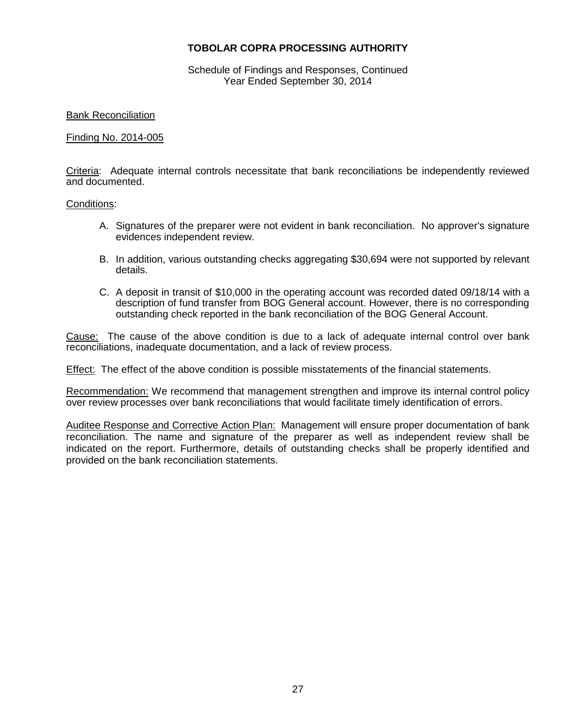# TOBOLAR COPRA PROCESSING AUTHORITY

Schedule of Findings and Responses, Continued
Year Ended September 30, 2014

## Bank Reconciliation

### Finding No. 2014-005

Criteria: Adequate internal controls necessitate that bank reconciliations be independently reviewed and documented.

Conditions:

A. Signatures of the preparer were not evident in bank reconciliation. No approver's signature evidences independent review.

B. In addition, various outstanding checks aggregating $30,694 were not supported by relevant details.

C. A deposit in transit of $10,000 in the operating account was recorded dated 09/18/14 with a description of fund transfer from BOG General account. However, there is no corresponding outstanding check reported in the bank reconciliation of the BOG General Account.

Cause: The cause of the above condition is due to a lack of adequate internal control over bank reconciliations, inadequate documentation, and a lack of review process.

Effect: The effect of the above condition is possible misstatements of the financial statements.

Recommendation: We recommend that management strengthen and improve its internal control policy over review processes over bank reconciliations that would facilitate timely identification of errors.

Auditee Response and Corrective Action Plan: Management will ensure proper documentation of bank reconciliation. The name and signature of the preparer as well as independent review shall be indicated on the report. Furthermore, details of outstanding checks shall be properly identified and provided on the bank reconciliation statements.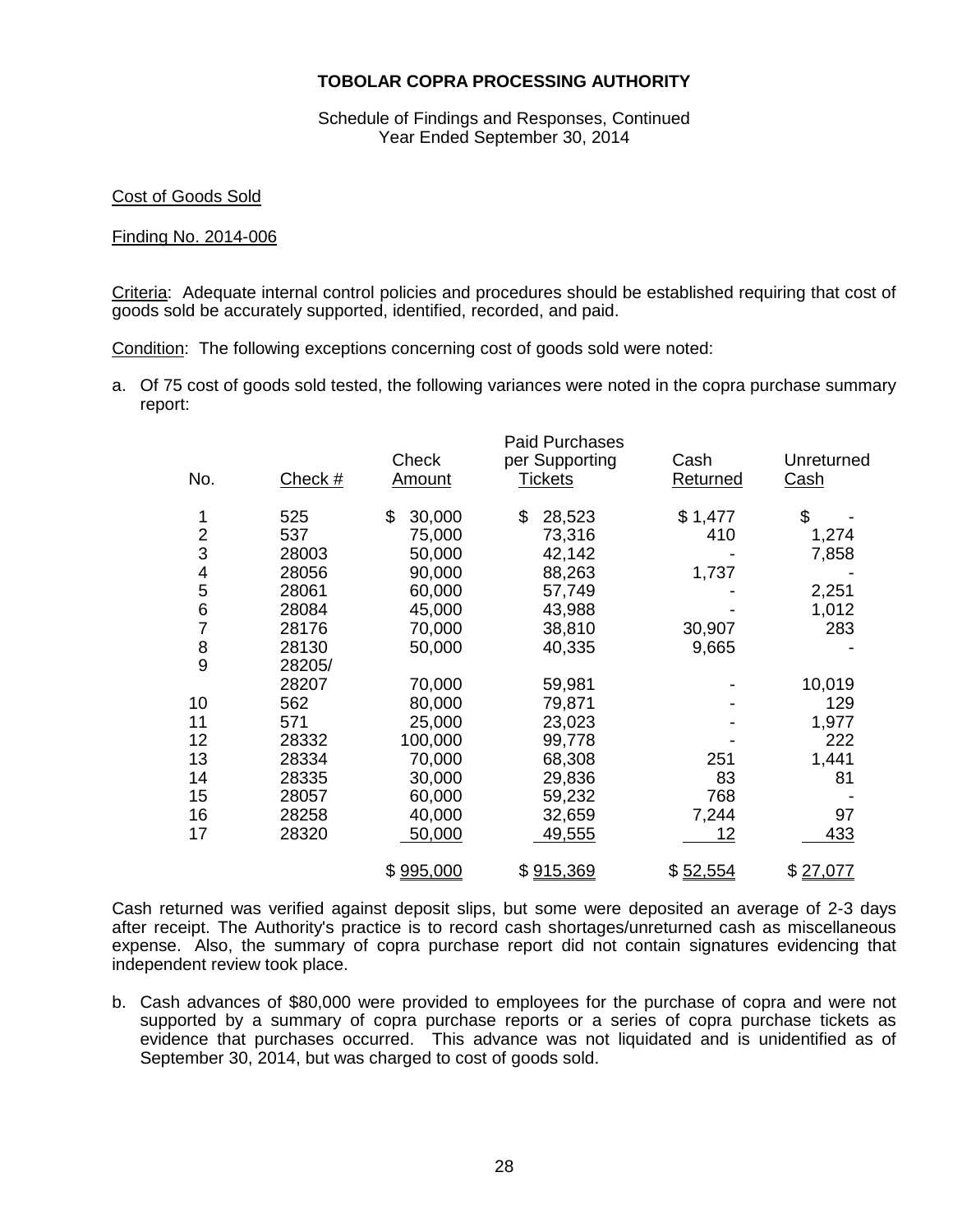**TOBOLAR COPRA PROCESSING AUTHORITY**

Schedule of Findings and Responses, Continued
Year Ended September 30, 2014

Cost of Goods Sold

Finding No. 2014-006

Criteria: Adequate internal control policies and procedures should be established requiring that cost of goods sold be accurately supported, identified, recorded, and paid.

Condition: The following exceptions concerning cost of goods sold were noted:

a. Of 75 cost of goods sold tested, the following variances were noted in the copra purchase summary report:

| No. | Check # | Check Amount | Paid Purchases per Supporting Tickets | Cash Returned | Unreturned Cash |
|---|---|---|---|---|---|
| 1 | 525 | $ 30,000 | $ 28,523 | $ 1,477 | $ - |
| 2 | 537 | 75,000 | 73,316 | 410 | 1,274 |
| 3 | 28003 | 50,000 | 42,142 | - | 7,858 |
| 4 | 28056 | 90,000 | 88,263 | 1,737 | - |
| 5 | 28061 | 60,000 | 57,749 | - | 2,251 |
| 6 | 28084 | 45,000 | 43,988 | - | 1,012 |
| 7 | 28176 | 70,000 | 38,810 | 30,907 | 283 |
| 8 | 28130 | 50,000 | 40,335 | 9,665 | - |
| 9 | 28205/ 28207 | 70,000 | 59,981 | - | 10,019 |
| 10 | 562 | 80,000 | 79,871 | - | 129 |
| 11 | 571 | 25,000 | 23,023 | - | 1,977 |
| 12 | 28332 | 100,000 | 99,778 | - | 222 |
| 13 | 28334 | 70,000 | 68,308 | 251 | 1,441 |
| 14 | 28335 | 30,000 | 29,836 | 83 | 81 |
| 15 | 28057 | 60,000 | 59,232 | 768 | - |
| 16 | 28258 | 40,000 | 32,659 | 7,244 | 97 |
| 17 | 28320 | 50,000 | 49,555 | 12 | 433 |
| | | $ 995,000 | $ 915,369 | $ 52,554 | $ 27,077 |

Cash returned was verified against deposit slips, but some were deposited an average of 2-3 days after receipt. The Authority's practice is to record cash shortages/unreturned cash as miscellaneous expense. Also, the summary of copra purchase report did not contain signatures evidencing that independent review took place.

b. Cash advances of $80,000 were provided to employees for the purchase of copra and were not supported by a summary of copra purchase reports or a series of copra purchase tickets as evidence that purchases occurred. This advance was not liquidated and is unidentified as of September 30, 2014, but was charged to cost of goods sold.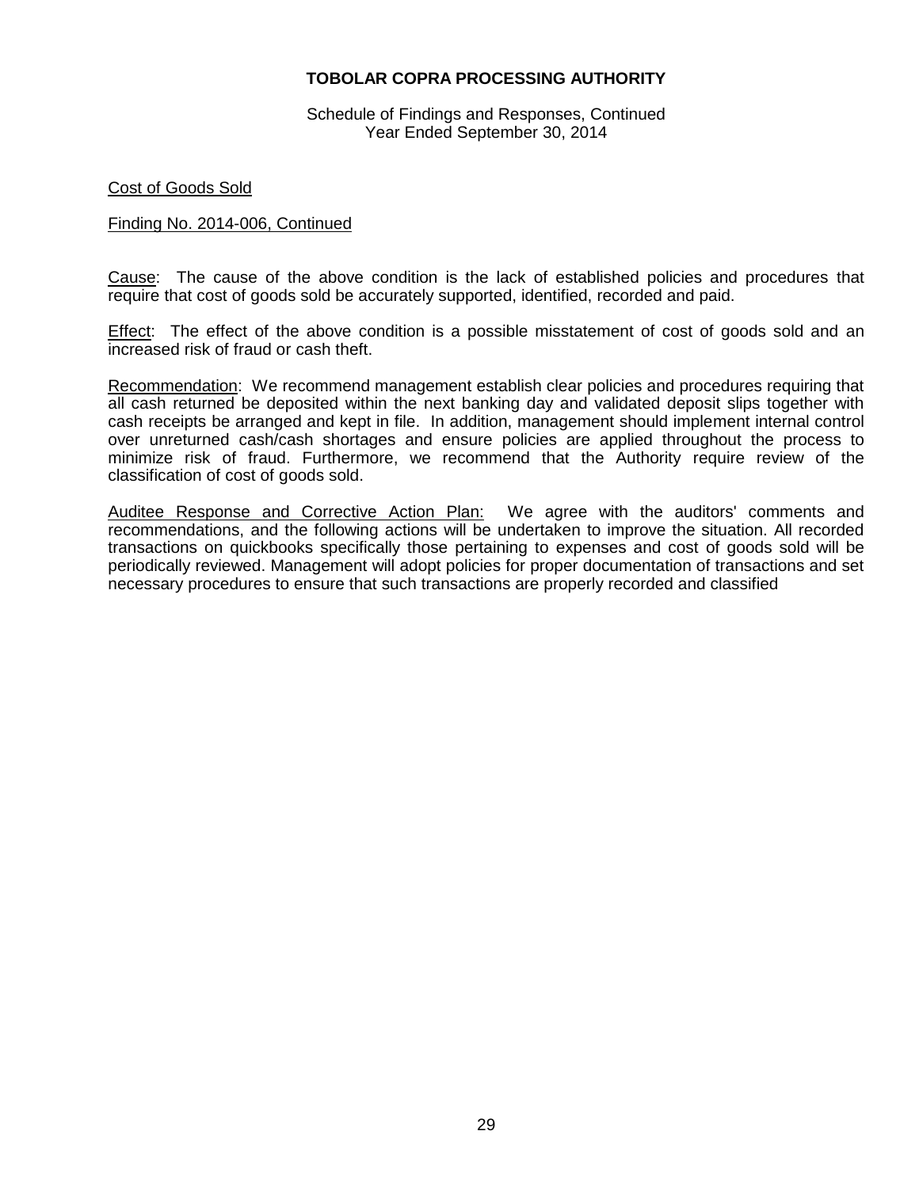**TOBOLAR COPRA PROCESSING AUTHORITY**

Schedule of Findings and Responses, Continued
Year Ended September 30, 2014

Cost of Goods Sold

Finding No. 2014-006, Continued

Cause: The cause of the above condition is the lack of established policies and procedures that require that cost of goods sold be accurately supported, identified, recorded and paid.

Effect: The effect of the above condition is a possible misstatement of cost of goods sold and an increased risk of fraud or cash theft.

Recommendation: We recommend management establish clear policies and procedures requiring that all cash returned be deposited within the next banking day and validated deposit slips together with cash receipts be arranged and kept in file. In addition, management should implement internal control over unreturned cash/cash shortages and ensure policies are applied throughout the process to minimize risk of fraud. Furthermore, we recommend that the Authority require review of the classification of cost of goods sold.

Auditee Response and Corrective Action Plan: We agree with the auditors' comments and recommendations, and the following actions will be undertaken to improve the situation. All recorded transactions on quickbooks specifically those pertaining to expenses and cost of goods sold will be periodically reviewed. Management will adopt policies for proper documentation of transactions and set necessary procedures to ensure that such transactions are properly recorded and classified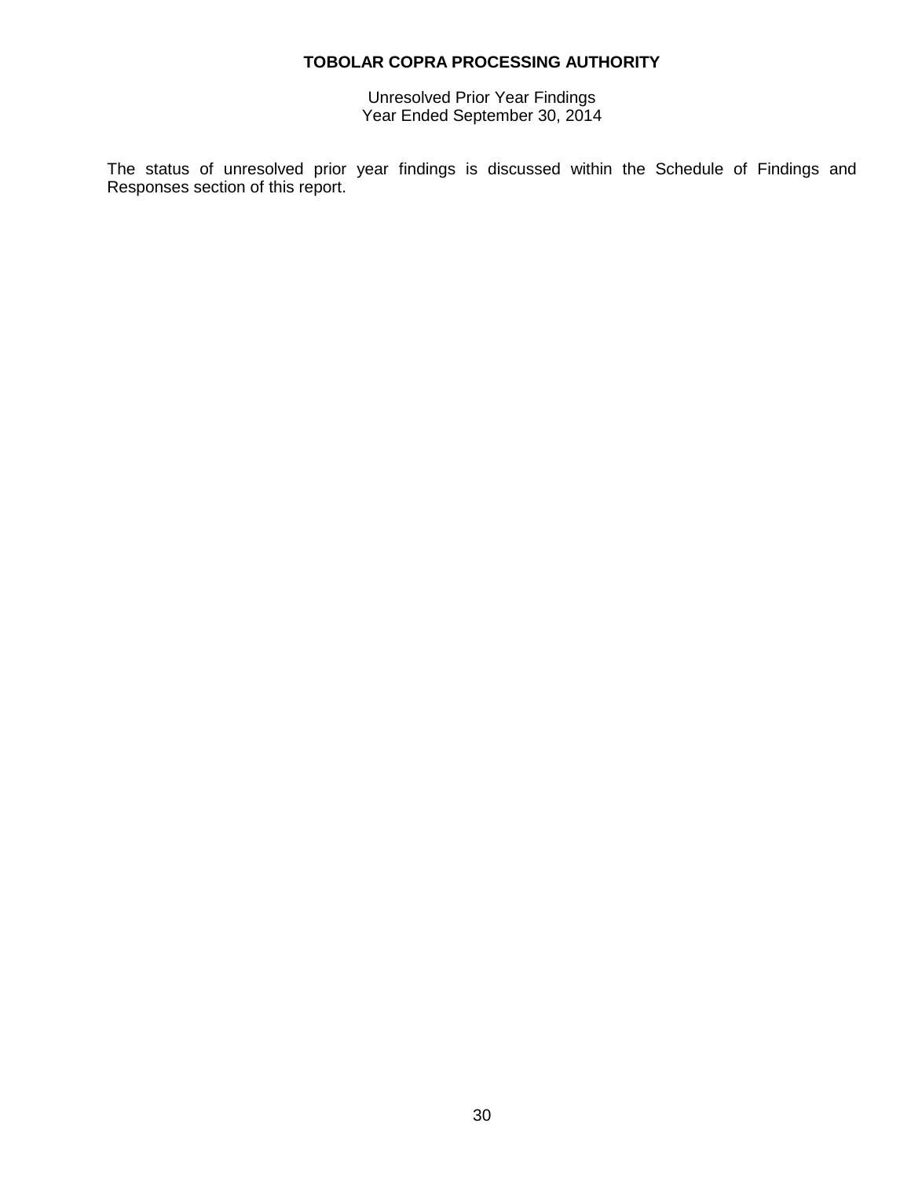**TOBOLAR COPRA PROCESSING AUTHORITY**

Unresolved Prior Year Findings
Year Ended September 30, 2014

The status of unresolved prior year findings is discussed within the Schedule of Findings and Responses section of this report.